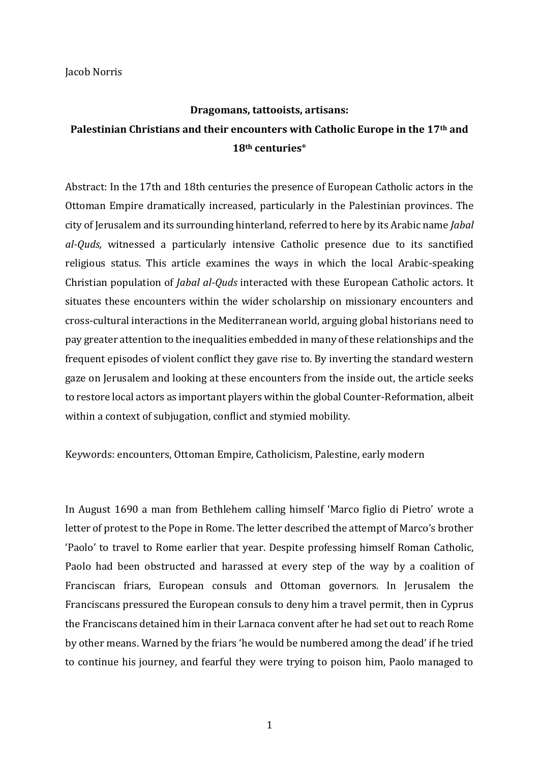Jacob Norris

# Dragomans, tattooists, artisans: Palestinian Christians and their encounters with Catholic Europe in the 17th and 18th centuries*

Abstract: In the 17th and 18th centuries the presence of European Catholic actors in the Ottoman Empire dramatically increased, particularly in the Palestinian provinces. The city of Jerusalem and its surrounding hinterland, referred to here by its Arabic name *Jabal al-Quds,* witnessed a particularly intensive Catholic presence due to its sanctified religious status. This article examines the ways in which the local Arabic-speaking Christian population of *Jabal al-Quds* interacted with these European Catholic actors. It situates these encounters within the wider scholarship on missionary encounters and cross-cultural interactions in the Mediterranean world, arguing global historians need to pay greater attention to the inequalities embedded in many of these relationships and the frequent episodes of violent conflict they gave rise to. By inverting the standard western gaze on Jerusalem and looking at these encounters from the inside out, the article seeks to restore local actors as important players within the global Counter-Reformation, albeit within a context of subjugation, conflict and stymied mobility.

Keywords: encounters, Ottoman Empire, Catholicism, Palestine, early modern

In August 1690 a man from Bethlehem calling himself 'Marco figlio di Pietro' wrote a letter of protest to the Pope in Rome. The letter described the attempt of Marco's brother 'Paolo' to travel to Rome earlier that year. Despite professing himself Roman Catholic, Paolo had been obstructed and harassed at every step of the way by a coalition of Franciscan friars, European consuls and Ottoman governors. In Jerusalem the Franciscans pressured the European consuls to deny him a travel permit, then in Cyprus the Franciscans detained him in their Larnaca convent after he had set out to reach Rome by other means. Warned by the friars 'he would be numbered among the dead' if he tried to continue his journey, and fearful they were trying to poison him, Paolo managed to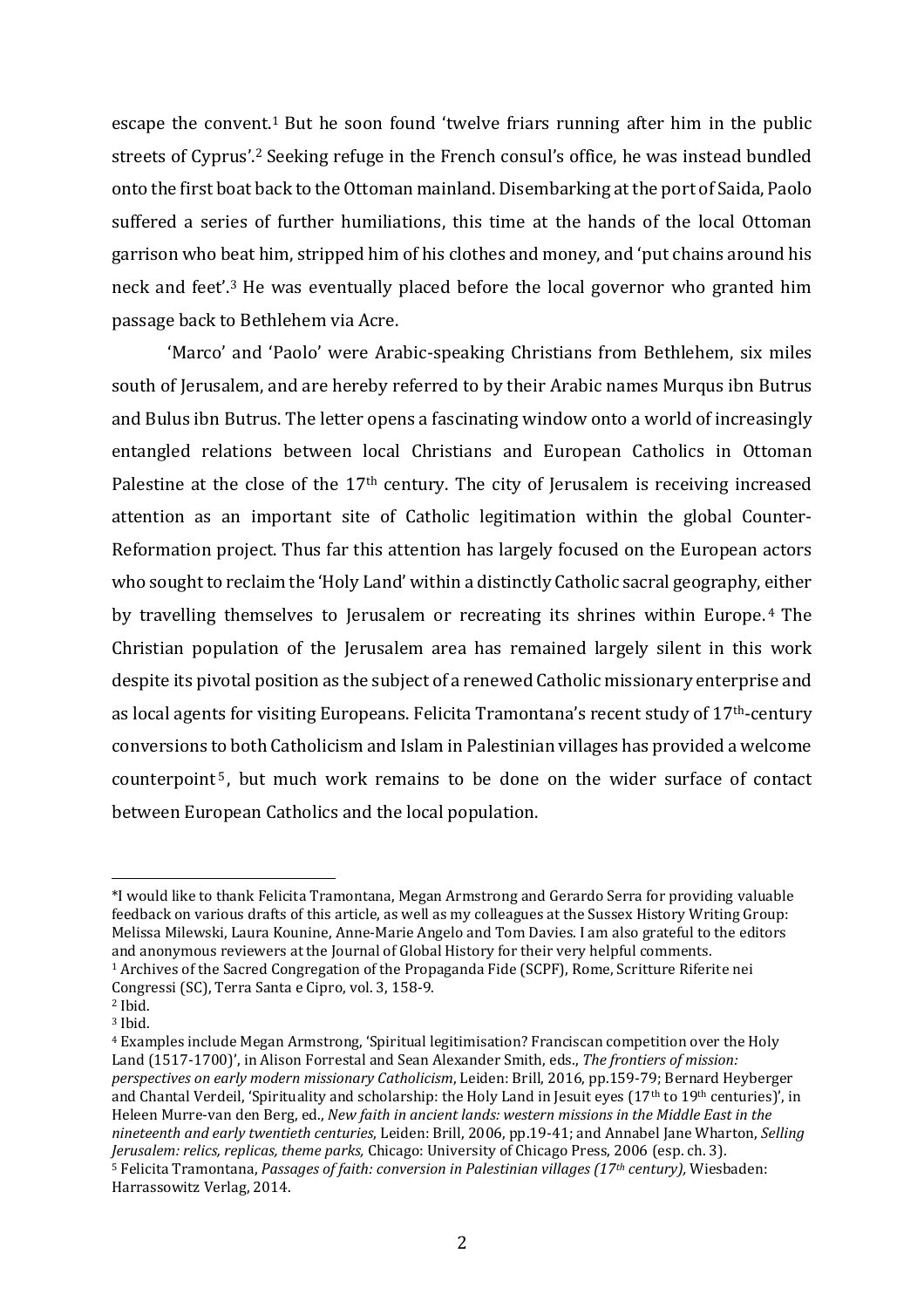escape the convent.[1] But he soon found 'twelve friars running after him in the public streets of Cyprus'.[2] Seeking refuge in the French consul's office, he was instead bundled onto the first boat back to the Ottoman mainland. Disembarking at the port of Saida, Paolo suffered a series of further humiliations, this time at the hands of the local Ottoman garrison who beat him, stripped him of his clothes and money, and 'put chains around his neck and feet'.[3] He was eventually placed before the local governor who granted him passage back to Bethlehem via Acre.

'Marco' and 'Paolo' were Arabic-speaking Christians from Bethlehem, six miles south of Jerusalem, and are hereby referred to by their Arabic names Murqus ibn Butrus and Bulus ibn Butrus. The letter opens a fascinating window onto a world of increasingly entangled relations between local Christians and European Catholics in Ottoman Palestine at the close of the 17th century. The city of Jerusalem is receiving increased attention as an important site of Catholic legitimation within the global Counter-Reformation project. Thus far this attention has largely focused on the European actors who sought to reclaim the 'Holy Land' within a distinctly Catholic sacral geography, either by travelling themselves to Jerusalem or recreating its shrines within Europe.[4] The Christian population of the Jerusalem area has remained largely silent in this work despite its pivotal position as the subject of a renewed Catholic missionary enterprise and as local agents for visiting Europeans. Felicita Tramontana's recent study of 17th-century conversions to both Catholicism and Islam in Palestinian villages has provided a welcome counterpoint[5], but much work remains to be done on the wider surface of contact between European Catholics and the local population.

---

*I would like to thank Felicita Tramontana, Megan Armstrong and Gerardo Serra for providing valuable feedback on various drafts of this article, as well as my colleagues at the Sussex History Writing Group: Melissa Milewski, Laura Kounine, Anne-Marie Angelo and Tom Davies. I am also grateful to the editors and anonymous reviewers at the Journal of Global History for their very helpful comments.

[1] Archives of the Sacred Congregation of the Propaganda Fide (SCPF), Rome, Scritture Riferite nei Congressi (SC), Terra Santa e Cipro, vol. 3, 158-9.

[2] Ibid.

[3] Ibid.

[4] Examples include Megan Armstrong, 'Spiritual legitimisation? Franciscan competition over the Holy Land (1517-1700)', in Alison Forrestal and Sean Alexander Smith, eds., *The frontiers of mission: perspectives on early modern missionary Catholicism*, Leiden: Brill, 2016, pp.159-79; Bernard Heyberger and Chantal Verdeil, 'Spirituality and scholarship: the Holy Land in Jesuit eyes (17th to 19th centuries)', in Heleen Murre-van den Berg, ed., *New faith in ancient lands: western missions in the Middle East in the nineteenth and early twentieth centuries*, Leiden: Brill, 2006, pp.19-41; and Annabel Jane Wharton, *Selling Jerusalem: relics, replicas, theme parks,* Chicago: University of Chicago Press, 2006 (esp. ch. 3).

[5] Felicita Tramontana, *Passages of faith: conversion in Palestinian villages (17th century),* Wiesbaden: Harrassowitz Verlag, 2014.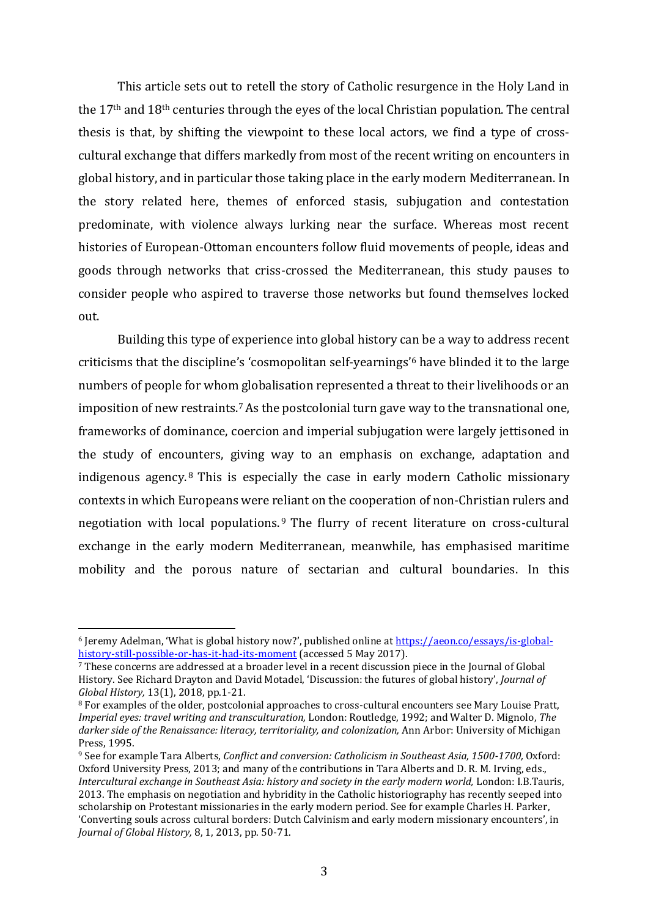This article sets out to retell the story of Catholic resurgence in the Holy Land in the 17th and 18th centuries through the eyes of the local Christian population. The central thesis is that, by shifting the viewpoint to these local actors, we find a type of cross-cultural exchange that differs markedly from most of the recent writing on encounters in global history, and in particular those taking place in the early modern Mediterranean. In the story related here, themes of enforced stasis, subjugation and contestation predominate, with violence always lurking near the surface. Whereas most recent histories of European-Ottoman encounters follow fluid movements of people, ideas and goods through networks that criss-crossed the Mediterranean, this study pauses to consider people who aspired to traverse those networks but found themselves locked out.

Building this type of experience into global history can be a way to address recent criticisms that the discipline's 'cosmopolitan self-yearnings'[6] have blinded it to the large numbers of people for whom globalisation represented a threat to their livelihoods or an imposition of new restraints.[7] As the postcolonial turn gave way to the transnational one, frameworks of dominance, coercion and imperial subjugation were largely jettisoned in the study of encounters, giving way to an emphasis on exchange, adaptation and indigenous agency.[8] This is especially the case in early modern Catholic missionary contexts in which Europeans were reliant on the cooperation of non-Christian rulers and negotiation with local populations.[9] The flurry of recent literature on cross-cultural exchange in the early modern Mediterranean, meanwhile, has emphasised maritime mobility and the porous nature of sectarian and cultural boundaries. In this

---

[6] Jeremy Adelman, 'What is global history now?', published online at https://aeon.co/essays/is-global-history-still-possible-or-has-it-had-its-moment (accessed 5 May 2017).

[7] These concerns are addressed at a broader level in a recent discussion piece in the Journal of Global History. See Richard Drayton and David Motadel, 'Discussion: the futures of global history', *Journal of Global History,* 13(1), 2018, pp.1-21.

[8] For examples of the older, postcolonial approaches to cross-cultural encounters see Mary Louise Pratt, *Imperial eyes: travel writing and transculturation,* London: Routledge, 1992; and Walter D. Mignolo, *The darker side of the Renaissance: literacy, territoriality, and colonization,* Ann Arbor: University of Michigan Press, 1995.

[9] See for example Tara Alberts, *Conflict and conversion: Catholicism in Southeast Asia, 1500-1700,* Oxford: Oxford University Press, 2013; and many of the contributions in Tara Alberts and D. R. M. Irving, eds., *Intercultural exchange in Southeast Asia: history and society in the early modern world,* London: I.B.Tauris, 2013. The emphasis on negotiation and hybridity in the Catholic historiography has recently seeped into scholarship on Protestant missionaries in the early modern period. See for example Charles H. Parker, 'Converting souls across cultural borders: Dutch Calvinism and early modern missionary encounters', in *Journal of Global History,* 8, 1, 2013, pp. 50-71.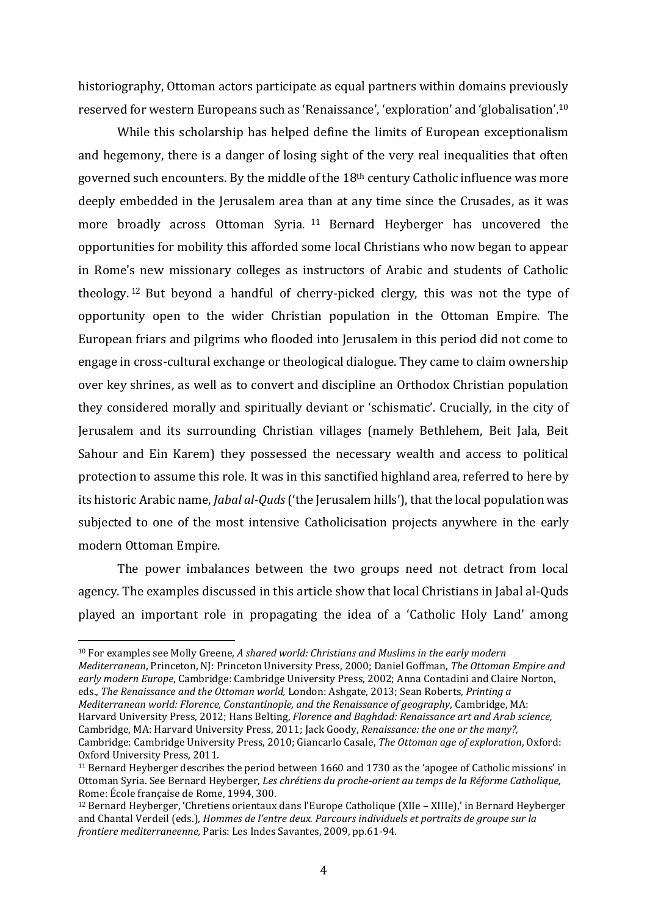historiography, Ottoman actors participate as equal partners within domains previously reserved for western Europeans such as 'Renaissance', 'exploration' and 'globalisation'.[10]

While this scholarship has helped define the limits of European exceptionalism and hegemony, there is a danger of losing sight of the very real inequalities that often governed such encounters. By the middle of the 18th century Catholic influence was more deeply embedded in the Jerusalem area than at any time since the Crusades, as it was more broadly across Ottoman Syria.[11] Bernard Heyberger has uncovered the opportunities for mobility this afforded some local Christians who now began to appear in Rome's new missionary colleges as instructors of Arabic and students of Catholic theology.[12] But beyond a handful of cherry-picked clergy, this was not the type of opportunity open to the wider Christian population in the Ottoman Empire. The European friars and pilgrims who flooded into Jerusalem in this period did not come to engage in cross-cultural exchange or theological dialogue. They came to claim ownership over key shrines, as well as to convert and discipline an Orthodox Christian population they considered morally and spiritually deviant or 'schismatic'. Crucially, in the city of Jerusalem and its surrounding Christian villages (namely Bethlehem, Beit Jala, Beit Sahour and Ein Karem) they possessed the necessary wealth and access to political protection to assume this role. It was in this sanctified highland area, referred to here by its historic Arabic name, *Jabal al-Quds* ('the Jerusalem hills'), that the local population was subjected to one of the most intensive Catholicisation projects anywhere in the early modern Ottoman Empire.

The power imbalances between the two groups need not detract from local agency. The examples discussed in this article show that local Christians in Jabal al-Quds played an important role in propagating the idea of a 'Catholic Holy Land' among

---

[10] For examples see Molly Greene, *A shared world: Christians and Muslims in the early modern Mediterranean*, Princeton, NJ: Princeton University Press, 2000; Daniel Goffman, *The Ottoman Empire and early modern Europe*, Cambridge: Cambridge University Press, 2002; Anna Contadini and Claire Norton, eds., *The Renaissance and the Ottoman world,* London: Ashgate, 2013; Sean Roberts, *Printing a Mediterranean world: Florence, Constantinople, and the Renaissance of geography*, Cambridge, MA: Harvard University Press, 2012; Hans Belting, *Florence and Baghdad: Renaissance art and Arab science,* Cambridge, MA: Harvard University Press, 2011; Jack Goody, *Renaissance: the one or the many?,* Cambridge: Cambridge University Press, 2010; Giancarlo Casale, *The Ottoman age of exploration*, Oxford: Oxford University Press, 2011.

[11] Bernard Heyberger describes the period between 1660 and 1730 as the 'apogee of Catholic missions' in Ottoman Syria. See Bernard Heyberger, *Les chrétiens du proche-orient au temps de la Réforme Catholique,* Rome: École française de Rome, 1994, 300.

[12] Bernard Heyberger, 'Chretiens orientaux dans l'Europe Catholique (XIIe – XIIIe),' in Bernard Heyberger and Chantal Verdeil (eds.), *Hommes de l'entre deux. Parcours individuels et portraits de groupe sur la frontiere mediterraneenne,* Paris: Les Indes Savantes, 2009, pp.61-94.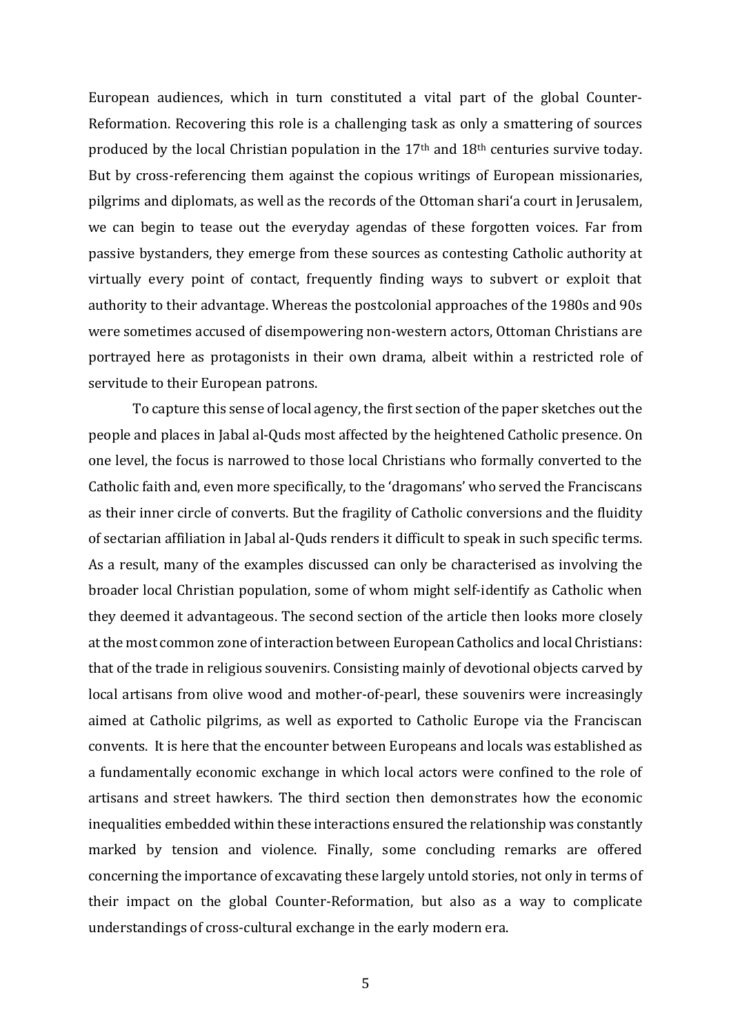European audiences, which in turn constituted a vital part of the global Counter-Reformation. Recovering this role is a challenging task as only a smattering of sources produced by the local Christian population in the 17th and 18th centuries survive today. But by cross-referencing them against the copious writings of European missionaries, pilgrims and diplomats, as well as the records of the Ottoman shariʻa court in Jerusalem, we can begin to tease out the everyday agendas of these forgotten voices. Far from passive bystanders, they emerge from these sources as contesting Catholic authority at virtually every point of contact, frequently finding ways to subvert or exploit that authority to their advantage. Whereas the postcolonial approaches of the 1980s and 90s were sometimes accused of disempowering non-western actors, Ottoman Christians are portrayed here as protagonists in their own drama, albeit within a restricted role of servitude to their European patrons.

To capture this sense of local agency, the first section of the paper sketches out the people and places in Jabal al-Quds most affected by the heightened Catholic presence. On one level, the focus is narrowed to those local Christians who formally converted to the Catholic faith and, even more specifically, to the 'dragomans' who served the Franciscans as their inner circle of converts. But the fragility of Catholic conversions and the fluidity of sectarian affiliation in Jabal al-Quds renders it difficult to speak in such specific terms. As a result, many of the examples discussed can only be characterised as involving the broader local Christian population, some of whom might self-identify as Catholic when they deemed it advantageous. The second section of the article then looks more closely at the most common zone of interaction between European Catholics and local Christians: that of the trade in religious souvenirs. Consisting mainly of devotional objects carved by local artisans from olive wood and mother-of-pearl, these souvenirs were increasingly aimed at Catholic pilgrims, as well as exported to Catholic Europe via the Franciscan convents. It is here that the encounter between Europeans and locals was established as a fundamentally economic exchange in which local actors were confined to the role of artisans and street hawkers. The third section then demonstrates how the economic inequalities embedded within these interactions ensured the relationship was constantly marked by tension and violence. Finally, some concluding remarks are offered concerning the importance of excavating these largely untold stories, not only in terms of their impact on the global Counter-Reformation, but also as a way to complicate understandings of cross-cultural exchange in the early modern era.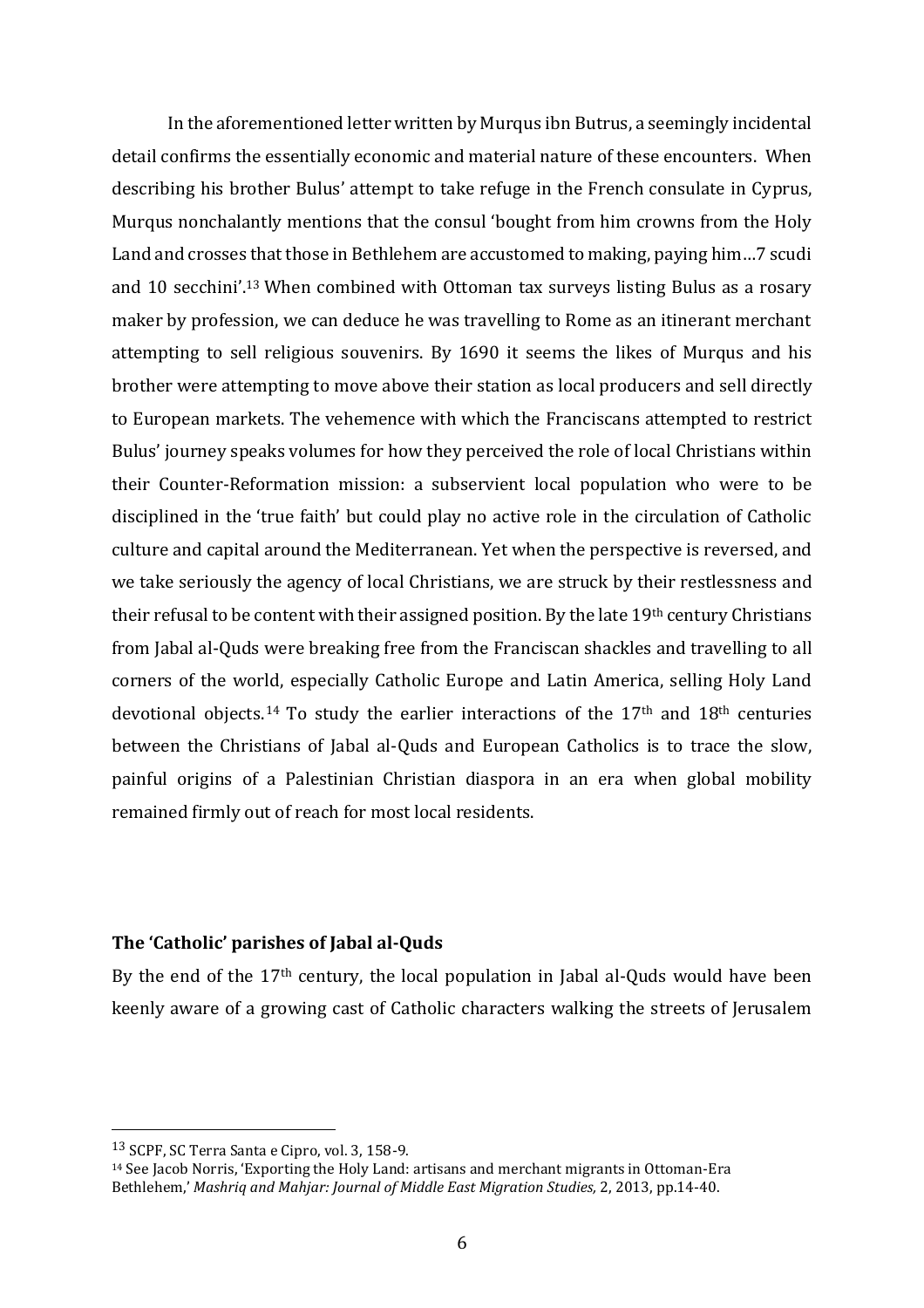In the aforementioned letter written by Murqus ibn Butrus, a seemingly incidental detail confirms the essentially economic and material nature of these encounters. When describing his brother Bulus' attempt to take refuge in the French consulate in Cyprus, Murqus nonchalantly mentions that the consul 'bought from him crowns from the Holy Land and crosses that those in Bethlehem are accustomed to making, paying him…7 scudi and 10 secchini'.[13] When combined with Ottoman tax surveys listing Bulus as a rosary maker by profession, we can deduce he was travelling to Rome as an itinerant merchant attempting to sell religious souvenirs. By 1690 it seems the likes of Murqus and his brother were attempting to move above their station as local producers and sell directly to European markets. The vehemence with which the Franciscans attempted to restrict Bulus' journey speaks volumes for how they perceived the role of local Christians within their Counter-Reformation mission: a subservient local population who were to be disciplined in the 'true faith' but could play no active role in the circulation of Catholic culture and capital around the Mediterranean. Yet when the perspective is reversed, and we take seriously the agency of local Christians, we are struck by their restlessness and their refusal to be content with their assigned position. By the late 19th century Christians from Jabal al-Quds were breaking free from the Franciscan shackles and travelling to all corners of the world, especially Catholic Europe and Latin America, selling Holy Land devotional objects.[14] To study the earlier interactions of the 17th and 18th centuries between the Christians of Jabal al-Quds and European Catholics is to trace the slow, painful origins of a Palestinian Christian diaspora in an era when global mobility remained firmly out of reach for most local residents.

### The 'Catholic' parishes of Jabal al-Quds

By the end of the 17th century, the local population in Jabal al-Quds would have been keenly aware of a growing cast of Catholic characters walking the streets of Jerusalem

---

[13] SCPF, SC Terra Santa e Cipro, vol. 3, 158-9.

[14] See Jacob Norris, 'Exporting the Holy Land: artisans and merchant migrants in Ottoman-Era Bethlehem,' *Mashriq and Mahjar: Journal of Middle East Migration Studies,* 2, 2013, pp.14-40.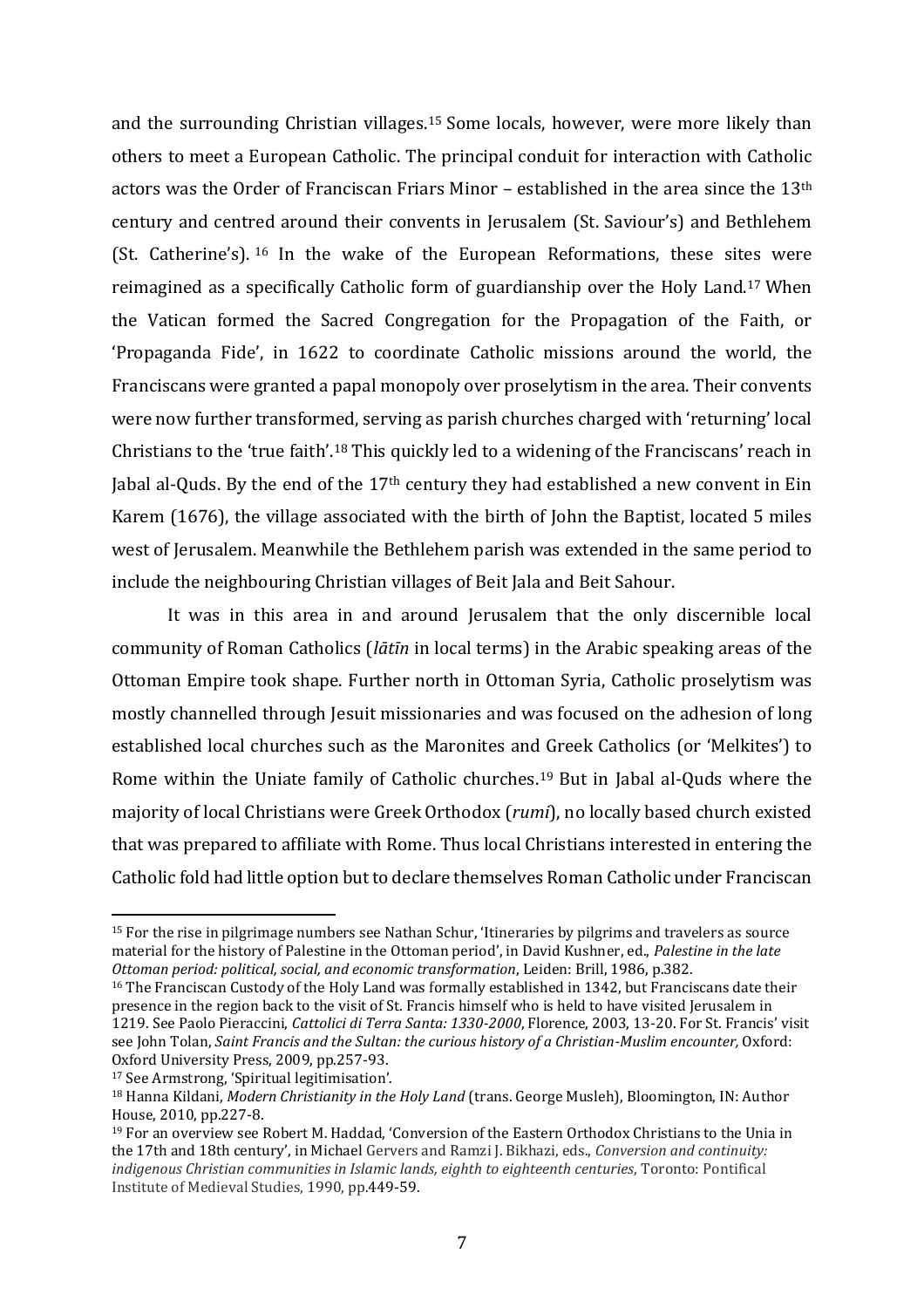and the surrounding Christian villages.[15] Some locals, however, were more likely than others to meet a European Catholic. The principal conduit for interaction with Catholic actors was the Order of Franciscan Friars Minor – established in the area since the 13th century and centred around their convents in Jerusalem (St. Saviour's) and Bethlehem (St. Catherine's).[16] In the wake of the European Reformations, these sites were reimagined as a specifically Catholic form of guardianship over the Holy Land.[17] When the Vatican formed the Sacred Congregation for the Propagation of the Faith, or 'Propaganda Fide', in 1622 to coordinate Catholic missions around the world, the Franciscans were granted a papal monopoly over proselytism in the area. Their convents were now further transformed, serving as parish churches charged with 'returning' local Christians to the 'true faith'.[18] This quickly led to a widening of the Franciscans' reach in Jabal al-Quds. By the end of the 17th century they had established a new convent in Ein Karem (1676), the village associated with the birth of John the Baptist, located 5 miles west of Jerusalem. Meanwhile the Bethlehem parish was extended in the same period to include the neighbouring Christian villages of Beit Jala and Beit Sahour.

It was in this area in and around Jerusalem that the only discernible local community of Roman Catholics (*lātīn* in local terms) in the Arabic speaking areas of the Ottoman Empire took shape. Further north in Ottoman Syria, Catholic proselytism was mostly channelled through Jesuit missionaries and was focused on the adhesion of long established local churches such as the Maronites and Greek Catholics (or 'Melkites') to Rome within the Uniate family of Catholic churches.[19] But in Jabal al-Quds where the majority of local Christians were Greek Orthodox (*rumi*), no locally based church existed that was prepared to affiliate with Rome. Thus local Christians interested in entering the Catholic fold had little option but to declare themselves Roman Catholic under Franciscan

---

[15] For the rise in pilgrimage numbers see Nathan Schur, 'Itineraries by pilgrims and travelers as source material for the history of Palestine in the Ottoman period', in David Kushner, ed., *Palestine in the late Ottoman period: political, social, and economic transformation*, Leiden: Brill, 1986, p.382.

[16] The Franciscan Custody of the Holy Land was formally established in 1342, but Franciscans date their presence in the region back to the visit of St. Francis himself who is held to have visited Jerusalem in 1219. See Paolo Pieraccini, *Cattolici di Terra Santa: 1330-2000*, Florence, 2003, 13-20. For St. Francis' visit see John Tolan, *Saint Francis and the Sultan: the curious history of a Christian-Muslim encounter,* Oxford: Oxford University Press, 2009, pp.257-93.

[17] See Armstrong, 'Spiritual legitimisation'.

[18] Hanna Kildani, *Modern Christianity in the Holy Land* (trans. George Musleh), Bloomington, IN: Author House, 2010, pp.227-8.

[19] For an overview see Robert M. Haddad, 'Conversion of the Eastern Orthodox Christians to the Unia in the 17th and 18th century', in Michael Gervers and Ramzi J. Bikhazi, eds., *Conversion and continuity: indigenous Christian communities in Islamic lands, eighth to eighteenth centuries*, Toronto: Pontifical Institute of Medieval Studies, 1990, pp.449-59.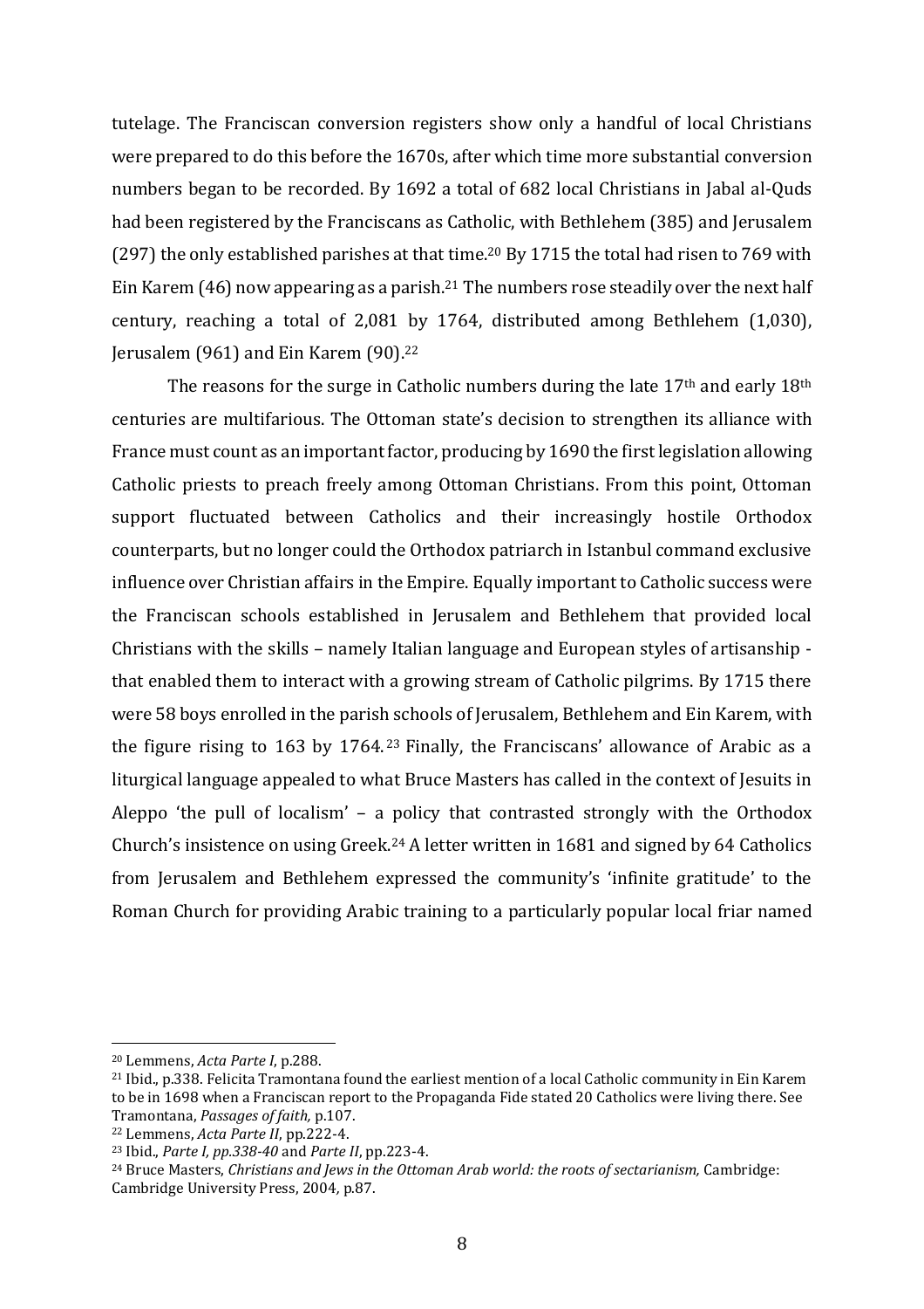tutelage. The Franciscan conversion registers show only a handful of local Christians were prepared to do this before the 1670s, after which time more substantial conversion numbers began to be recorded. By 1692 a total of 682 local Christians in Jabal al-Quds had been registered by the Franciscans as Catholic, with Bethlehem (385) and Jerusalem (297) the only established parishes at that time.[20] By 1715 the total had risen to 769 with Ein Karem (46) now appearing as a parish.[21] The numbers rose steadily over the next half century, reaching a total of 2,081 by 1764, distributed among Bethlehem (1,030), Jerusalem (961) and Ein Karem (90).[22]

The reasons for the surge in Catholic numbers during the late 17th and early 18th centuries are multifarious. The Ottoman state's decision to strengthen its alliance with France must count as an important factor, producing by 1690 the first legislation allowing Catholic priests to preach freely among Ottoman Christians. From this point, Ottoman support fluctuated between Catholics and their increasingly hostile Orthodox counterparts, but no longer could the Orthodox patriarch in Istanbul command exclusive influence over Christian affairs in the Empire. Equally important to Catholic success were the Franciscan schools established in Jerusalem and Bethlehem that provided local Christians with the skills – namely Italian language and European styles of artisanship - that enabled them to interact with a growing stream of Catholic pilgrims. By 1715 there were 58 boys enrolled in the parish schools of Jerusalem, Bethlehem and Ein Karem, with the figure rising to 163 by 1764.[23] Finally, the Franciscans' allowance of Arabic as a liturgical language appealed to what Bruce Masters has called in the context of Jesuits in Aleppo 'the pull of localism' – a policy that contrasted strongly with the Orthodox Church's insistence on using Greek.[24] A letter written in 1681 and signed by 64 Catholics from Jerusalem and Bethlehem expressed the community's 'infinite gratitude' to the Roman Church for providing Arabic training to a particularly popular local friar named

---

[20] Lemmens, *Acta Parte I*, p.288.

[21] Ibid., p.338. Felicita Tramontana found the earliest mention of a local Catholic community in Ein Karem to be in 1698 when a Franciscan report to the Propaganda Fide stated 20 Catholics were living there. See Tramontana, *Passages of faith,* p.107.

[22] Lemmens, *Acta Parte II*, pp.222-4.

[23] Ibid., *Parte I, pp.338-40* and *Parte II*, pp.223-4.

[24] Bruce Masters, *Christians and Jews in the Ottoman Arab world: the roots of sectarianism,* Cambridge: Cambridge University Press, 2004, p.87.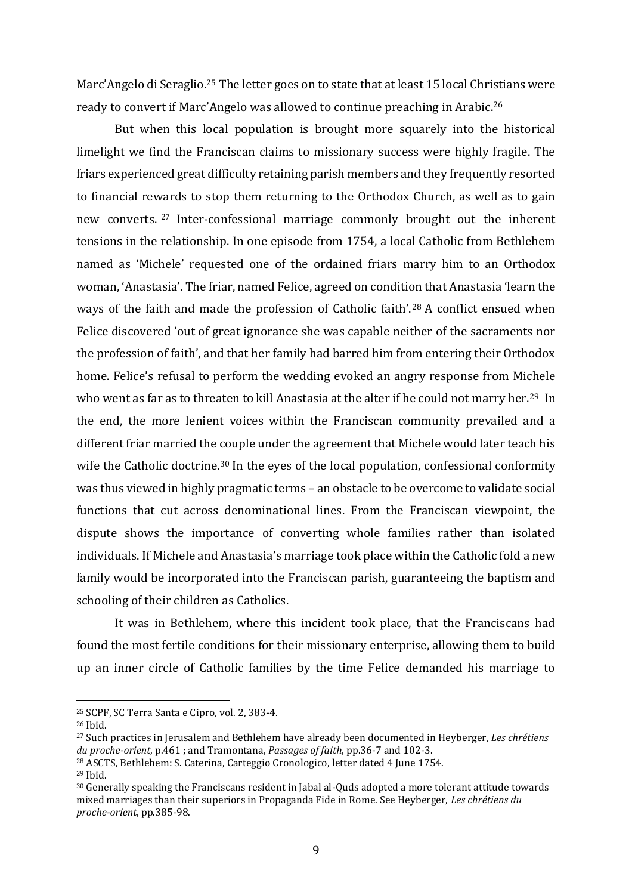Marc'Angelo di Seraglio.[25] The letter goes on to state that at least 15 local Christians were ready to convert if Marc'Angelo was allowed to continue preaching in Arabic.[26]

But when this local population is brought more squarely into the historical limelight we find the Franciscan claims to missionary success were highly fragile. The friars experienced great difficulty retaining parish members and they frequently resorted to financial rewards to stop them returning to the Orthodox Church, as well as to gain new converts.[27] Inter-confessional marriage commonly brought out the inherent tensions in the relationship. In one episode from 1754, a local Catholic from Bethlehem named as 'Michele' requested one of the ordained friars marry him to an Orthodox woman, 'Anastasia'. The friar, named Felice, agreed on condition that Anastasia 'learn the ways of the faith and made the profession of Catholic faith'.[28] A conflict ensued when Felice discovered 'out of great ignorance she was capable neither of the sacraments nor the profession of faith', and that her family had barred him from entering their Orthodox home. Felice's refusal to perform the wedding evoked an angry response from Michele who went as far as to threaten to kill Anastasia at the alter if he could not marry her.[29] In the end, the more lenient voices within the Franciscan community prevailed and a different friar married the couple under the agreement that Michele would later teach his wife the Catholic doctrine.[30] In the eyes of the local population, confessional conformity was thus viewed in highly pragmatic terms – an obstacle to be overcome to validate social functions that cut across denominational lines. From the Franciscan viewpoint, the dispute shows the importance of converting whole families rather than isolated individuals. If Michele and Anastasia's marriage took place within the Catholic fold a new family would be incorporated into the Franciscan parish, guaranteeing the baptism and schooling of their children as Catholics.

It was in Bethlehem, where this incident took place, that the Franciscans had found the most fertile conditions for their missionary enterprise, allowing them to build up an inner circle of Catholic families by the time Felice demanded his marriage to

---

[25] SCPF, SC Terra Santa e Cipro, vol. 2, 383-4.

[26] Ibid.

[27] Such practices in Jerusalem and Bethlehem have already been documented in Heyberger, *Les chrétiens du proche-orient*, p.461 ; and Tramontana, *Passages of faith*, pp.36-7 and 102-3.

[28] ASCTS, Bethlehem: S. Caterina, Carteggio Cronologico, letter dated 4 June 1754.

[29] Ibid.

[30] Generally speaking the Franciscans resident in Jabal al-Quds adopted a more tolerant attitude towards mixed marriages than their superiors in Propaganda Fide in Rome. See Heyberger, *Les chrétiens du proche-orient*, pp.385-98.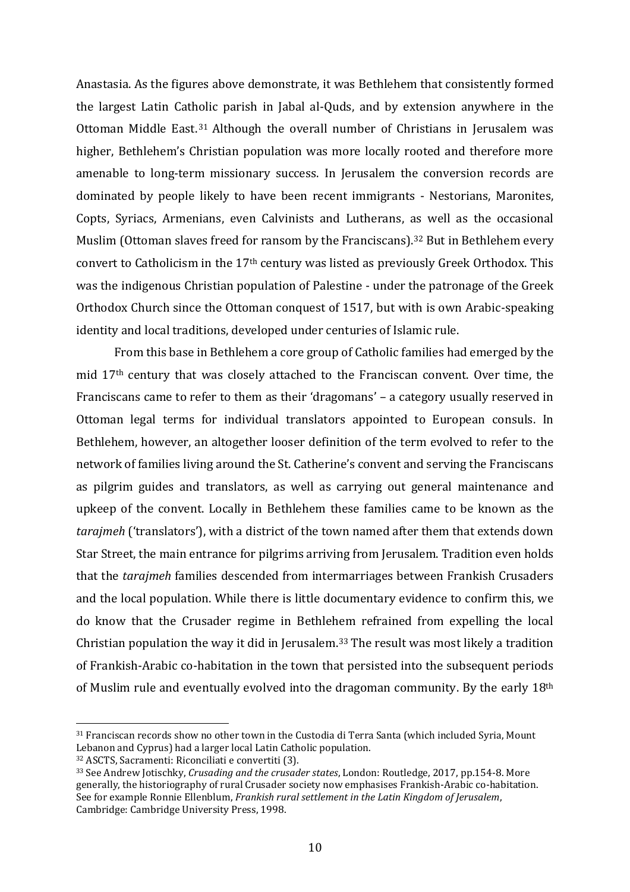Anastasia. As the figures above demonstrate, it was Bethlehem that consistently formed the largest Latin Catholic parish in Jabal al-Quds, and by extension anywhere in the Ottoman Middle East.[31] Although the overall number of Christians in Jerusalem was higher, Bethlehem's Christian population was more locally rooted and therefore more amenable to long-term missionary success. In Jerusalem the conversion records are dominated by people likely to have been recent immigrants - Nestorians, Maronites, Copts, Syriacs, Armenians, even Calvinists and Lutherans, as well as the occasional Muslim (Ottoman slaves freed for ransom by the Franciscans).[32] But in Bethlehem every convert to Catholicism in the 17th century was listed as previously Greek Orthodox. This was the indigenous Christian population of Palestine - under the patronage of the Greek Orthodox Church since the Ottoman conquest of 1517, but with is own Arabic-speaking identity and local traditions, developed under centuries of Islamic rule.

From this base in Bethlehem a core group of Catholic families had emerged by the mid 17th century that was closely attached to the Franciscan convent. Over time, the Franciscans came to refer to them as their 'dragomans' – a category usually reserved in Ottoman legal terms for individual translators appointed to European consuls. In Bethlehem, however, an altogether looser definition of the term evolved to refer to the network of families living around the St. Catherine's convent and serving the Franciscans as pilgrim guides and translators, as well as carrying out general maintenance and upkeep of the convent. Locally in Bethlehem these families came to be known as the *tarajmeh* ('translators'), with a district of the town named after them that extends down Star Street, the main entrance for pilgrims arriving from Jerusalem. Tradition even holds that the *tarajmeh* families descended from intermarriages between Frankish Crusaders and the local population. While there is little documentary evidence to confirm this, we do know that the Crusader regime in Bethlehem refrained from expelling the local Christian population the way it did in Jerusalem.[33] The result was most likely a tradition of Frankish-Arabic co-habitation in the town that persisted into the subsequent periods of Muslim rule and eventually evolved into the dragoman community. By the early 18th

---

[31] Franciscan records show no other town in the Custodia di Terra Santa (which included Syria, Mount Lebanon and Cyprus) had a larger local Latin Catholic population.

[32] ASCTS, Sacramenti: Riconciliati e convertiti (3).

[33] See Andrew Jotischky, *Crusading and the crusader states*, London: Routledge, 2017, pp.154-8. More generally, the historiography of rural Crusader society now emphasises Frankish-Arabic co-habitation. See for example Ronnie Ellenblum, *Frankish rural settlement in the Latin Kingdom of Jerusalem*, Cambridge: Cambridge University Press, 1998.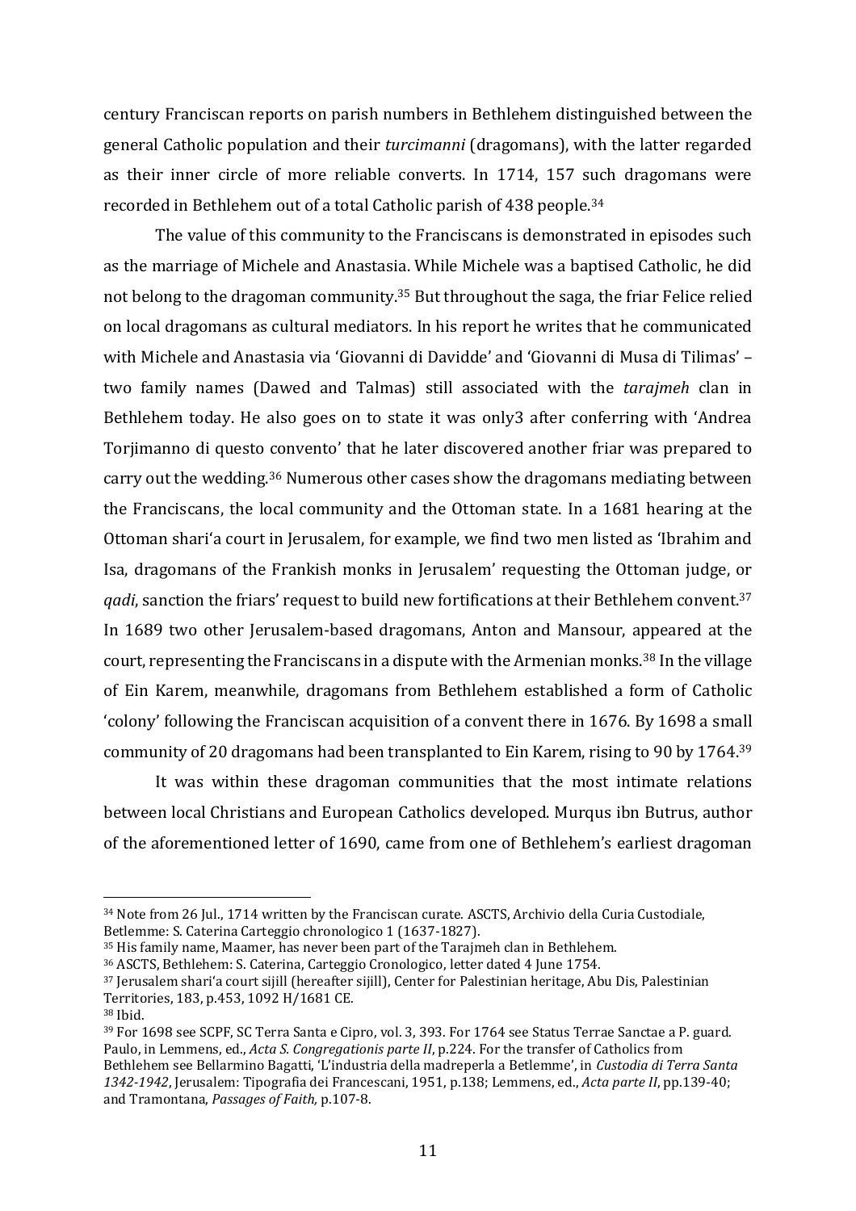century Franciscan reports on parish numbers in Bethlehem distinguished between the general Catholic population and their *turcimanni* (dragomans), with the latter regarded as their inner circle of more reliable converts. In 1714, 157 such dragomans were recorded in Bethlehem out of a total Catholic parish of 438 people.[34]

The value of this community to the Franciscans is demonstrated in episodes such as the marriage of Michele and Anastasia. While Michele was a baptised Catholic, he did not belong to the dragoman community.[35] But throughout the saga, the friar Felice relied on local dragomans as cultural mediators. In his report he writes that he communicated with Michele and Anastasia via 'Giovanni di Davidde' and 'Giovanni di Musa di Tilimas' – two family names (Dawed and Talmas) still associated with the *tarajmeh* clan in Bethlehem today. He also goes on to state it was only3 after conferring with 'Andrea Torjimanno di questo convento' that he later discovered another friar was prepared to carry out the wedding.[36] Numerous other cases show the dragomans mediating between the Franciscans, the local community and the Ottoman state. In a 1681 hearing at the Ottoman shari'a court in Jerusalem, for example, we find two men listed as 'Ibrahim and Isa, dragomans of the Frankish monks in Jerusalem' requesting the Ottoman judge, or *qadi*, sanction the friars' request to build new fortifications at their Bethlehem convent.[37] In 1689 two other Jerusalem-based dragomans, Anton and Mansour, appeared at the court, representing the Franciscans in a dispute with the Armenian monks.[38] In the village of Ein Karem, meanwhile, dragomans from Bethlehem established a form of Catholic 'colony' following the Franciscan acquisition of a convent there in 1676. By 1698 a small community of 20 dragomans had been transplanted to Ein Karem, rising to 90 by 1764.[39]

It was within these dragoman communities that the most intimate relations between local Christians and European Catholics developed. Murqus ibn Butrus, author of the aforementioned letter of 1690, came from one of Bethlehem's earliest dragoman

---

[34] Note from 26 Jul., 1714 written by the Franciscan curate. ASCTS, Archivio della Curia Custodiale, Betlemme: S. Caterina Carteggio chronologico 1 (1637-1827).

[35] His family name, Maamer, has never been part of the Tarajmeh clan in Bethlehem.

[36] ASCTS, Bethlehem: S. Caterina, Carteggio Cronologico, letter dated 4 June 1754.

[37] Jerusalem shari'a court sijill (hereafter sijill), Center for Palestinian heritage, Abu Dis, Palestinian Territories, 183, p.453, 1092 H/1681 CE.

[38] Ibid.

[39] For 1698 see SCPF, SC Terra Santa e Cipro, vol. 3, 393. For 1764 see Status Terrae Sanctae a P. guard. Paulo, in Lemmens, ed., *Acta S. Congregationis parte II*, p.224. For the transfer of Catholics from Bethlehem see Bellarmino Bagatti, 'L'industria della madreperla a Betlemme', in *Custodia di Terra Santa 1342-1942*, Jerusalem: Tipografia dei Francescani, 1951, p.138; Lemmens, ed., *Acta parte II*, pp.139-40; and Tramontana, *Passages of Faith,* p.107-8.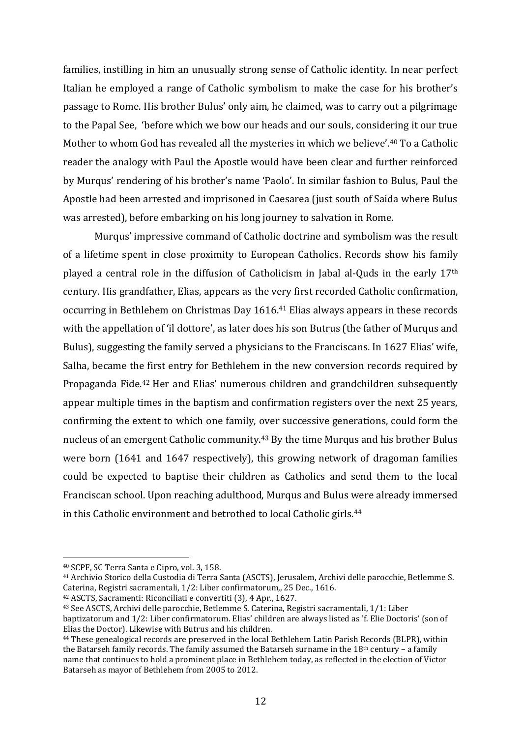families, instilling in him an unusually strong sense of Catholic identity. In near perfect Italian he employed a range of Catholic symbolism to make the case for his brother's passage to Rome. His brother Bulus' only aim, he claimed, was to carry out a pilgrimage to the Papal See, 'before which we bow our heads and our souls, considering it our true Mother to whom God has revealed all the mysteries in which we believe'.[40] To a Catholic reader the analogy with Paul the Apostle would have been clear and further reinforced by Murqus' rendering of his brother's name 'Paolo'. In similar fashion to Bulus, Paul the Apostle had been arrested and imprisoned in Caesarea (just south of Saida where Bulus was arrested), before embarking on his long journey to salvation in Rome.

Murqus' impressive command of Catholic doctrine and symbolism was the result of a lifetime spent in close proximity to European Catholics. Records show his family played a central role in the diffusion of Catholicism in Jabal al-Quds in the early 17th century. His grandfather, Elias, appears as the very first recorded Catholic confirmation, occurring in Bethlehem on Christmas Day 1616.[41] Elias always appears in these records with the appellation of 'il dottore', as later does his son Butrus (the father of Murqus and Bulus), suggesting the family served a physicians to the Franciscans. In 1627 Elias' wife, Salha, became the first entry for Bethlehem in the new conversion records required by Propaganda Fide.[42] Her and Elias' numerous children and grandchildren subsequently appear multiple times in the baptism and confirmation registers over the next 25 years, confirming the extent to which one family, over successive generations, could form the nucleus of an emergent Catholic community.[43] By the time Murqus and his brother Bulus were born (1641 and 1647 respectively), this growing network of dragoman families could be expected to baptise their children as Catholics and send them to the local Franciscan school. Upon reaching adulthood, Murqus and Bulus were already immersed in this Catholic environment and betrothed to local Catholic girls.[44]

---

[40] SCPF, SC Terra Santa e Cipro, vol. 3, 158.

[41] Archivio Storico della Custodia di Terra Santa (ASCTS), Jerusalem, Archivi delle parocchie, Betlemme S. Caterina, Registri sacramentali, 1/2: Liber confirmatorum,, 25 Dec., 1616.

[42] ASCTS, Sacramenti: Riconciliati e convertiti (3), 4 Apr., 1627.

[43] See ASCTS, Archivi delle parocchie, Betlemme S. Caterina, Registri sacramentali, 1/1: Liber baptizatorum and 1/2: Liber confirmatorum. Elias' children are always listed as 'f. Elie Doctoris' (son of Elias the Doctor). Likewise with Butrus and his children.

[44] These genealogical records are preserved in the local Bethlehem Latin Parish Records (BLPR), within the Batarseh family records. The family assumed the Batarseh surname in the 18th century – a family name that continues to hold a prominent place in Bethlehem today, as reflected in the election of Victor Batarseh as mayor of Bethlehem from 2005 to 2012.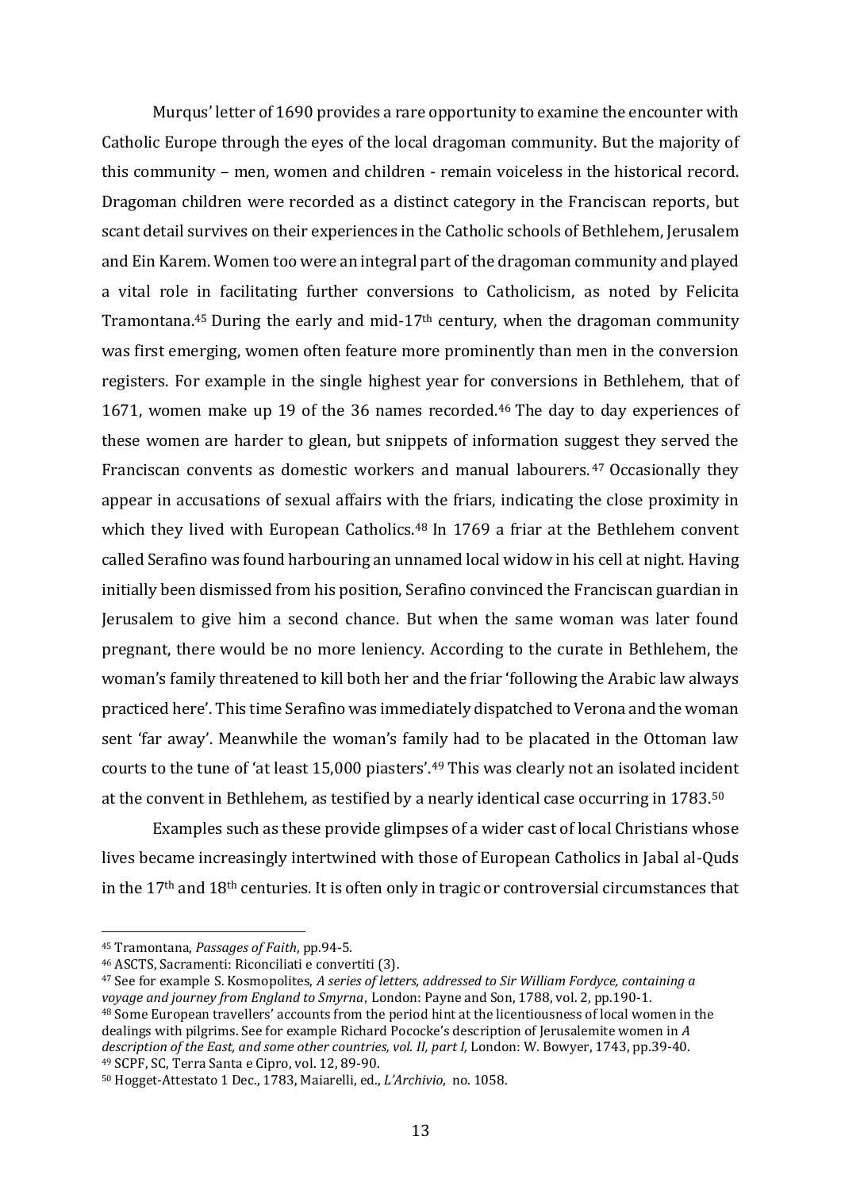Murqus' letter of 1690 provides a rare opportunity to examine the encounter with Catholic Europe through the eyes of the local dragoman community. But the majority of this community – men, women and children - remain voiceless in the historical record. Dragoman children were recorded as a distinct category in the Franciscan reports, but scant detail survives on their experiences in the Catholic schools of Bethlehem, Jerusalem and Ein Karem. Women too were an integral part of the dragoman community and played a vital role in facilitating further conversions to Catholicism, as noted by Felicita Tramontana.[45] During the early and mid-17th century, when the dragoman community was first emerging, women often feature more prominently than men in the conversion registers. For example in the single highest year for conversions in Bethlehem, that of 1671, women make up 19 of the 36 names recorded.[46] The day to day experiences of these women are harder to glean, but snippets of information suggest they served the Franciscan convents as domestic workers and manual labourers.[47] Occasionally they appear in accusations of sexual affairs with the friars, indicating the close proximity in which they lived with European Catholics.[48] In 1769 a friar at the Bethlehem convent called Serafino was found harbouring an unnamed local widow in his cell at night. Having initially been dismissed from his position, Serafino convinced the Franciscan guardian in Jerusalem to give him a second chance. But when the same woman was later found pregnant, there would be no more leniency. According to the curate in Bethlehem, the woman's family threatened to kill both her and the friar 'following the Arabic law always practiced here'. This time Serafino was immediately dispatched to Verona and the woman sent 'far away'. Meanwhile the woman's family had to be placated in the Ottoman law courts to the tune of 'at least 15,000 piasters'.[49] This was clearly not an isolated incident at the convent in Bethlehem, as testified by a nearly identical case occurring in 1783.[50]

Examples such as these provide glimpses of a wider cast of local Christians whose lives became increasingly intertwined with those of European Catholics in Jabal al-Quds in the 17th and 18th centuries. It is often only in tragic or controversial circumstances that

---

[45] Tramontana, *Passages of Faith*, pp.94-5.

[46] ASCTS, Sacramenti: Riconciliati e convertiti (3).

[47] See for example S. Kosmopolites, *A series of letters, addressed to Sir William Fordyce, containing a voyage and journey from England to Smyrna*, London: Payne and Son, 1788, vol. 2, pp.190-1.

[48] Some European travellers' accounts from the period hint at the licentiousness of local women in the dealings with pilgrims. See for example Richard Pococke's description of Jerusalemite women in *A description of the East, and some other countries, vol. II, part I,* London: W. Bowyer, 1743, pp.39-40.

[49] SCPF, SC, Terra Santa e Cipro, vol. 12, 89-90.

[50] Hogget-Attestato 1 Dec., 1783, Maiarelli, ed., *L'Archivio*, no. 1058.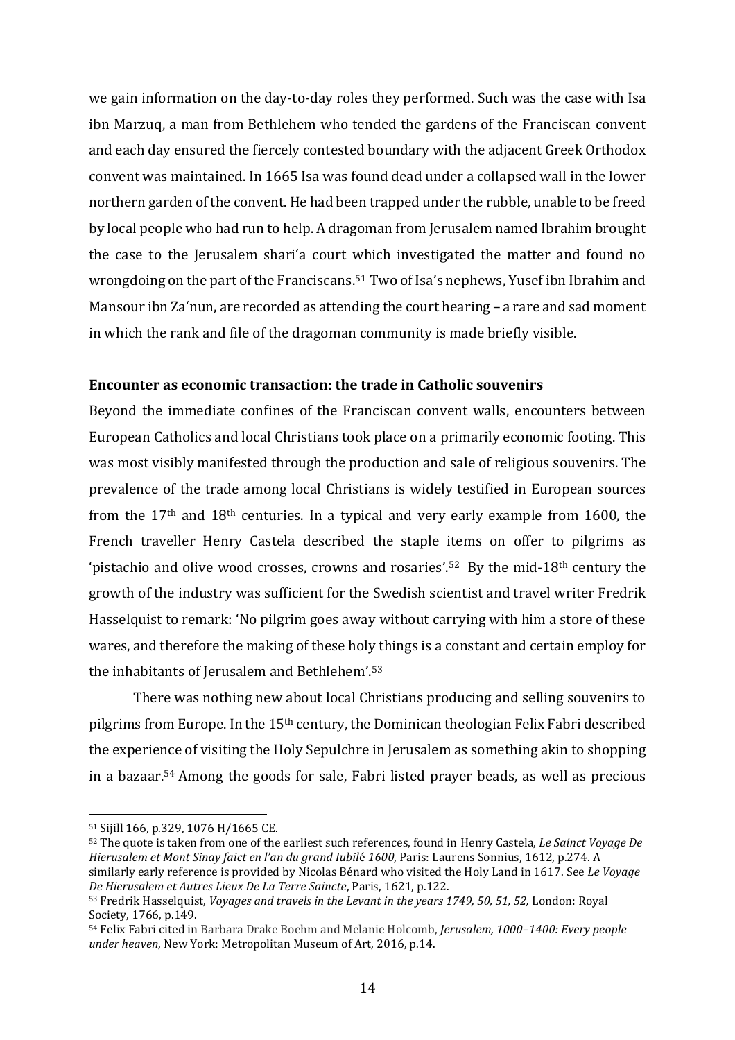we gain information on the day-to-day roles they performed. Such was the case with Isa ibn Marzuq, a man from Bethlehem who tended the gardens of the Franciscan convent and each day ensured the fiercely contested boundary with the adjacent Greek Orthodox convent was maintained. In 1665 Isa was found dead under a collapsed wall in the lower northern garden of the convent. He had been trapped under the rubble, unable to be freed by local people who had run to help. A dragoman from Jerusalem named Ibrahim brought the case to the Jerusalem shari'a court which investigated the matter and found no wrongdoing on the part of the Franciscans.[51] Two of Isa's nephews, Yusef ibn Ibrahim and Mansour ibn Za'nun, are recorded as attending the court hearing – a rare and sad moment in which the rank and file of the dragoman community is made briefly visible.

**Encounter as economic transaction: the trade in Catholic souvenirs**

Beyond the immediate confines of the Franciscan convent walls, encounters between European Catholics and local Christians took place on a primarily economic footing. This was most visibly manifested through the production and sale of religious souvenirs. The prevalence of the trade among local Christians is widely testified in European sources from the 17th and 18th centuries. In a typical and very early example from 1600, the French traveller Henry Castela described the staple items on offer to pilgrims as 'pistachio and olive wood crosses, crowns and rosaries'.[52] By the mid-18th century the growth of the industry was sufficient for the Swedish scientist and travel writer Fredrik Hasselquist to remark: 'No pilgrim goes away without carrying with him a store of these wares, and therefore the making of these holy things is a constant and certain employ for the inhabitants of Jerusalem and Bethlehem'.[53]

There was nothing new about local Christians producing and selling souvenirs to pilgrims from Europe. In the 15th century, the Dominican theologian Felix Fabri described the experience of visiting the Holy Sepulchre in Jerusalem as something akin to shopping in a bazaar.[54] Among the goods for sale, Fabri listed prayer beads, as well as precious

---

[51] Sijill 166, p.329, 1076 H/1665 CE.

[52] The quote is taken from one of the earliest such references, found in Henry Castela, *Le Sainct Voyage De Hierusalem et Mont Sinay faict en l'an du grand Iubilé 1600*, Paris: Laurens Sonnius, 1612, p.274. A similarly early reference is provided by Nicolas Bénard who visited the Holy Land in 1617. See *Le Voyage De Hierusalem et Autres Lieux De La Terre Saincte*, Paris, 1621, p.122.

[53] Fredrik Hasselquist, *Voyages and travels in the Levant in the years 1749, 50, 51, 52,* London: Royal Society, 1766, p.149.

[54] Felix Fabri cited in Barbara Drake Boehm and Melanie Holcomb, *Jerusalem, 1000–1400: Every people under heaven*, New York: Metropolitan Museum of Art, 2016, p.14.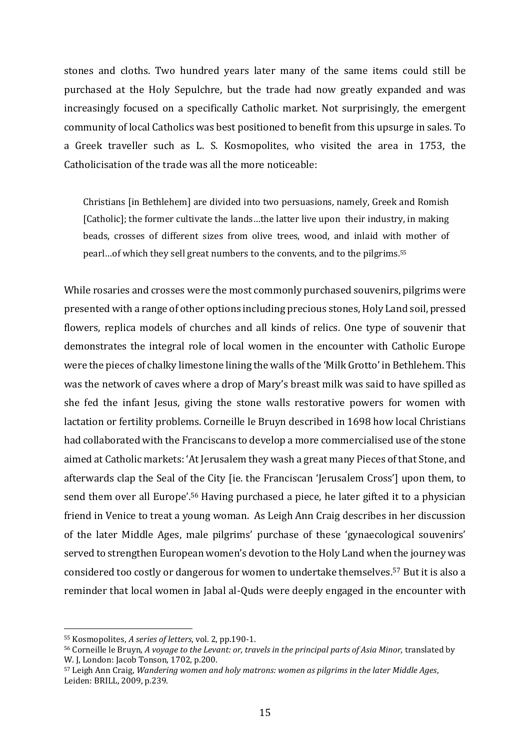stones and cloths. Two hundred years later many of the same items could still be purchased at the Holy Sepulchre, but the trade had now greatly expanded and was increasingly focused on a specifically Catholic market. Not surprisingly, the emergent community of local Catholics was best positioned to benefit from this upsurge in sales. To a Greek traveller such as L. S. Kosmopolites, who visited the area in 1753, the Catholicisation of the trade was all the more noticeable:

> Christians [in Bethlehem] are divided into two persuasions, namely, Greek and Romish [Catholic]; the former cultivate the lands…the latter live upon their industry, in making beads, crosses of different sizes from olive trees, wood, and inlaid with mother of pearl…of which they sell great numbers to the convents, and to the pilgrims.[55]

While rosaries and crosses were the most commonly purchased souvenirs, pilgrims were presented with a range of other options including precious stones, Holy Land soil, pressed flowers, replica models of churches and all kinds of relics. One type of souvenir that demonstrates the integral role of local women in the encounter with Catholic Europe were the pieces of chalky limestone lining the walls of the 'Milk Grotto' in Bethlehem. This was the network of caves where a drop of Mary's breast milk was said to have spilled as she fed the infant Jesus, giving the stone walls restorative powers for women with lactation or fertility problems. Corneille le Bruyn described in 1698 how local Christians had collaborated with the Franciscans to develop a more commercialised use of the stone aimed at Catholic markets: 'At Jerusalem they wash a great many Pieces of that Stone, and afterwards clap the Seal of the City [ie. the Franciscan 'Jerusalem Cross'] upon them, to send them over all Europe'.[56] Having purchased a piece, he later gifted it to a physician friend in Venice to treat a young woman. As Leigh Ann Craig describes in her discussion of the later Middle Ages, male pilgrims' purchase of these 'gynaecological souvenirs' served to strengthen European women's devotion to the Holy Land when the journey was considered too costly or dangerous for women to undertake themselves.[57] But it is also a reminder that local women in Jabal al-Quds were deeply engaged in the encounter with

---

[55] Kosmopolites, *A series of letters*, vol. 2, pp.190-1.

[56] Corneille le Bruyn, *A voyage to the Levant: or, travels in the principal parts of Asia Minor,* translated by W. J, London: Jacob Tonson, 1702, p.200.

[57] Leigh Ann Craig, *Wandering women and holy matrons: women as pilgrims in the later Middle Ages*, Leiden: BRILL, 2009, p.239.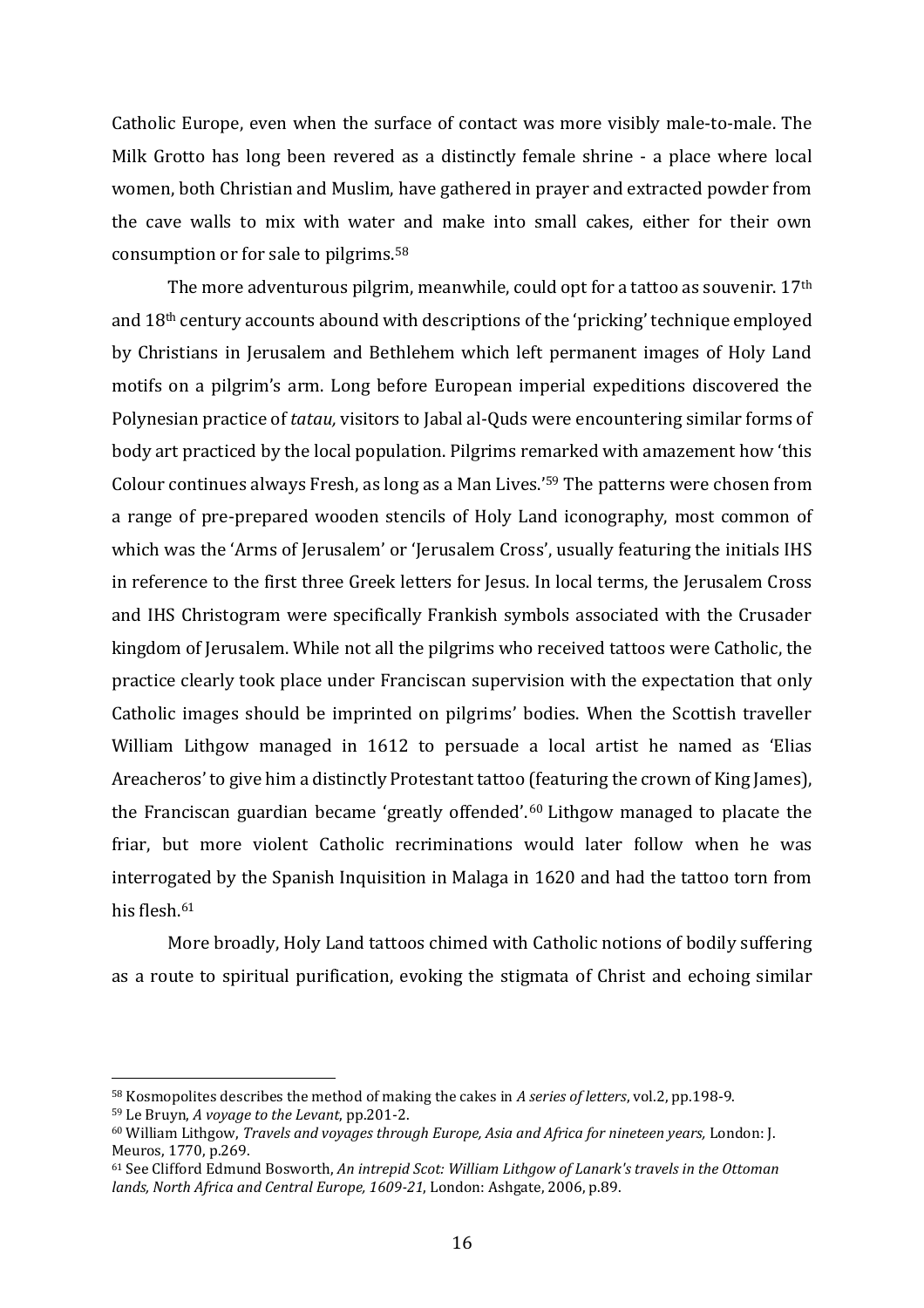Catholic Europe, even when the surface of contact was more visibly male-to-male. The Milk Grotto has long been revered as a distinctly female shrine - a place where local women, both Christian and Muslim, have gathered in prayer and extracted powder from the cave walls to mix with water and make into small cakes, either for their own consumption or for sale to pilgrims.[58]

The more adventurous pilgrim, meanwhile, could opt for a tattoo as souvenir. 17th and 18th century accounts abound with descriptions of the 'pricking' technique employed by Christians in Jerusalem and Bethlehem which left permanent images of Holy Land motifs on a pilgrim's arm. Long before European imperial expeditions discovered the Polynesian practice of *tatau,* visitors to Jabal al-Quds were encountering similar forms of body art practiced by the local population. Pilgrims remarked with amazement how 'this Colour continues always Fresh, as long as a Man Lives.'[59] The patterns were chosen from a range of pre-prepared wooden stencils of Holy Land iconography, most common of which was the 'Arms of Jerusalem' or 'Jerusalem Cross', usually featuring the initials IHS in reference to the first three Greek letters for Jesus. In local terms, the Jerusalem Cross and IHS Christogram were specifically Frankish symbols associated with the Crusader kingdom of Jerusalem. While not all the pilgrims who received tattoos were Catholic, the practice clearly took place under Franciscan supervision with the expectation that only Catholic images should be imprinted on pilgrims' bodies. When the Scottish traveller William Lithgow managed in 1612 to persuade a local artist he named as 'Elias Areacheros' to give him a distinctly Protestant tattoo (featuring the crown of King James), the Franciscan guardian became 'greatly offended'.[60] Lithgow managed to placate the friar, but more violent Catholic recriminations would later follow when he was interrogated by the Spanish Inquisition in Malaga in 1620 and had the tattoo torn from his flesh.[61]

More broadly, Holy Land tattoos chimed with Catholic notions of bodily suffering as a route to spiritual purification, evoking the stigmata of Christ and echoing similar

---

[58] Kosmopolites describes the method of making the cakes in *A series of letters*, vol.2, pp.198-9.

[59] Le Bruyn, *A voyage to the Levant*, pp.201-2.

[60] William Lithgow, *Travels and voyages through Europe, Asia and Africa for nineteen years,* London: J. Meuros, 1770, p.269.

[61] See Clifford Edmund Bosworth, *An intrepid Scot: William Lithgow of Lanark's travels in the Ottoman lands, North Africa and Central Europe, 1609-21*, London: Ashgate, 2006, p.89.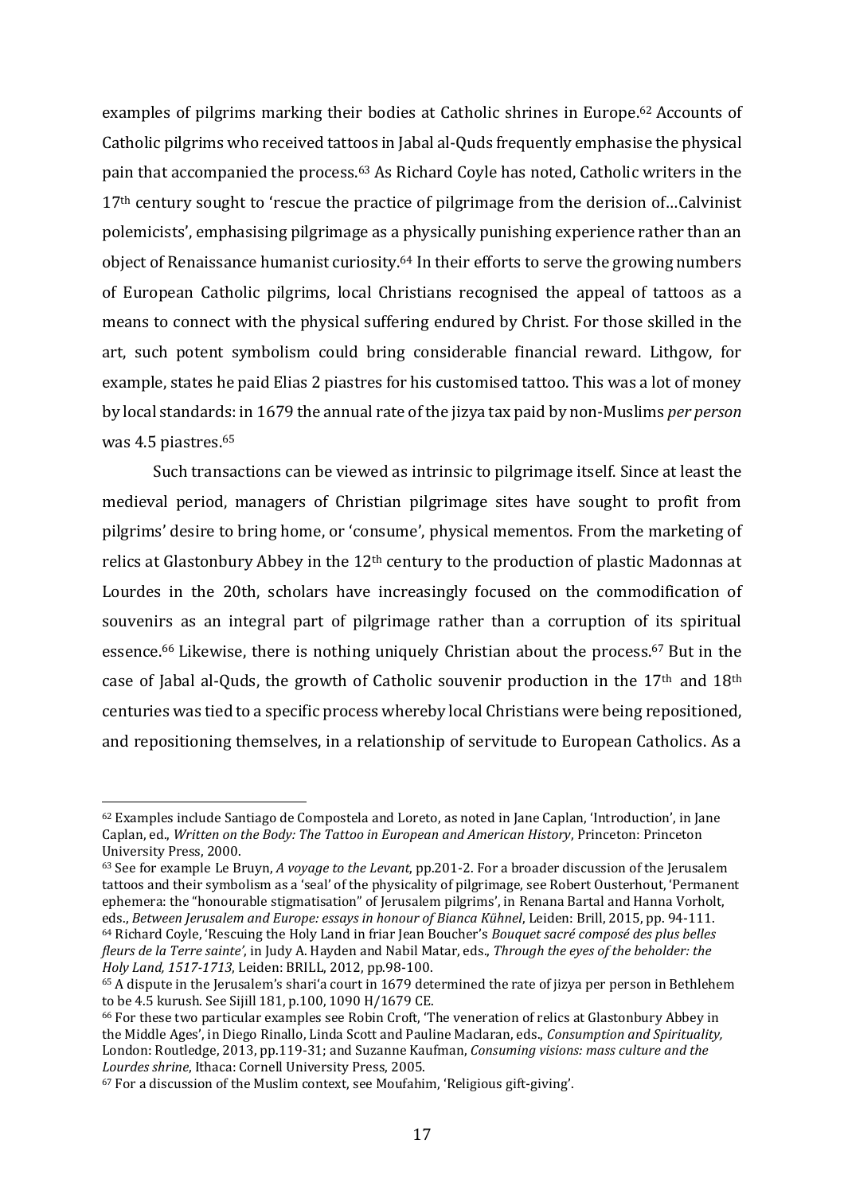examples of pilgrims marking their bodies at Catholic shrines in Europe.[62] Accounts of Catholic pilgrims who received tattoos in Jabal al-Quds frequently emphasise the physical pain that accompanied the process.[63] As Richard Coyle has noted, Catholic writers in the 17th century sought to 'rescue the practice of pilgrimage from the derision of…Calvinist polemicists', emphasising pilgrimage as a physically punishing experience rather than an object of Renaissance humanist curiosity.[64] In their efforts to serve the growing numbers of European Catholic pilgrims, local Christians recognised the appeal of tattoos as a means to connect with the physical suffering endured by Christ. For those skilled in the art, such potent symbolism could bring considerable financial reward. Lithgow, for example, states he paid Elias 2 piastres for his customised tattoo. This was a lot of money by local standards: in 1679 the annual rate of the jizya tax paid by non-Muslims *per person* was 4.5 piastres.[65]

Such transactions can be viewed as intrinsic to pilgrimage itself. Since at least the medieval period, managers of Christian pilgrimage sites have sought to profit from pilgrims' desire to bring home, or 'consume', physical mementos. From the marketing of relics at Glastonbury Abbey in the 12th century to the production of plastic Madonnas at Lourdes in the 20th, scholars have increasingly focused on the commodification of souvenirs as an integral part of pilgrimage rather than a corruption of its spiritual essence.[66] Likewise, there is nothing uniquely Christian about the process.[67] But in the case of Jabal al-Quds, the growth of Catholic souvenir production in the 17th and 18th centuries was tied to a specific process whereby local Christians were being repositioned, and repositioning themselves, in a relationship of servitude to European Catholics. As a

---

[62] Examples include Santiago de Compostela and Loreto, as noted in Jane Caplan, 'Introduction', in Jane Caplan, ed., *Written on the Body: The Tattoo in European and American History*, Princeton: Princeton University Press, 2000.

[63] See for example Le Bruyn, *A voyage to the Levant*, pp.201-2. For a broader discussion of the Jerusalem tattoos and their symbolism as a 'seal' of the physicality of pilgrimage, see Robert Ousterhout, 'Permanent ephemera: the "honourable stigmatisation" of Jerusalem pilgrims', in Renana Bartal and Hanna Vorholt, eds., *Between Jerusalem and Europe: essays in honour of Bianca Kühnel*, Leiden: Brill, 2015, pp. 94-111.

[64] Richard Coyle, 'Rescuing the Holy Land in friar Jean Boucher's *Bouquet sacré composé des plus belles fleurs de la Terre sainte'*, in Judy A. Hayden and Nabil Matar, eds., *Through the eyes of the beholder: the Holy Land, 1517-1713*, Leiden: BRILL, 2012, pp.98-100.

[65] A dispute in the Jerusalem's shari'a court in 1679 determined the rate of jizya per person in Bethlehem to be 4.5 kurush. See Sijill 181, p.100, 1090 H/1679 CE.

[66] For these two particular examples see Robin Croft, 'The veneration of relics at Glastonbury Abbey in the Middle Ages', in Diego Rinallo, Linda Scott and Pauline Maclaran, eds., *Consumption and Spirituality,* London: Routledge, 2013, pp.119-31; and Suzanne Kaufman, *Consuming visions: mass culture and the Lourdes shrine*, Ithaca: Cornell University Press, 2005.

[67] For a discussion of the Muslim context, see Moufahim, 'Religious gift-giving'.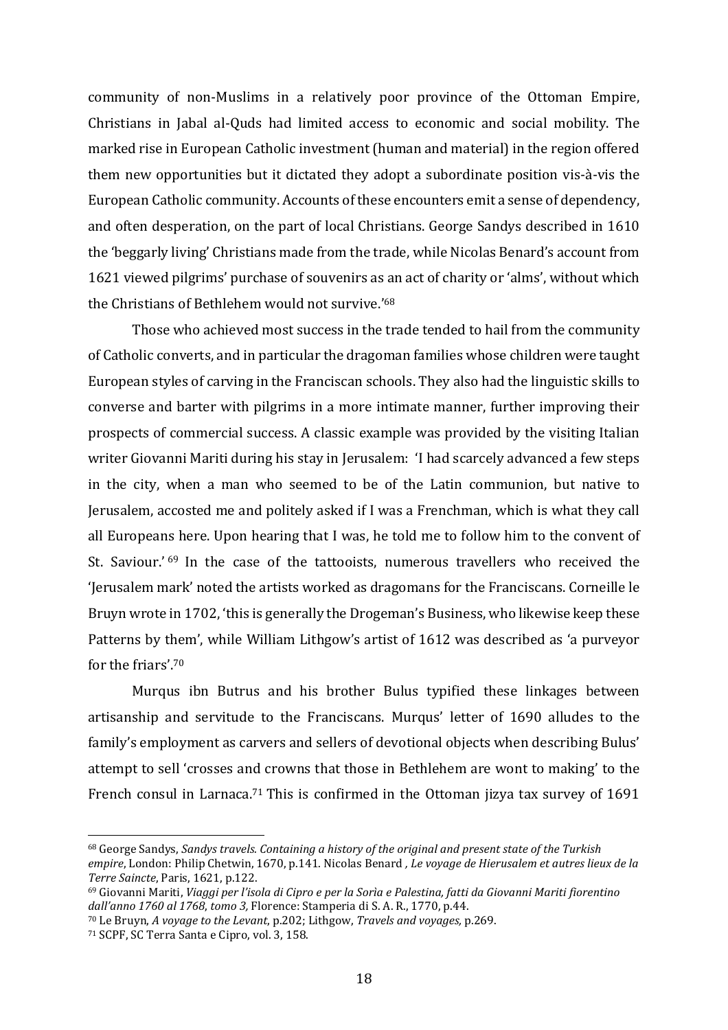community of non-Muslims in a relatively poor province of the Ottoman Empire, Christians in Jabal al-Quds had limited access to economic and social mobility. The marked rise in European Catholic investment (human and material) in the region offered them new opportunities but it dictated they adopt a subordinate position vis-à-vis the European Catholic community. Accounts of these encounters emit a sense of dependency, and often desperation, on the part of local Christians. George Sandys described in 1610 the 'beggarly living' Christians made from the trade, while Nicolas Benard's account from 1621 viewed pilgrims' purchase of souvenirs as an act of charity or 'alms', without which the Christians of Bethlehem would not survive.'[68]

Those who achieved most success in the trade tended to hail from the community of Catholic converts, and in particular the dragoman families whose children were taught European styles of carving in the Franciscan schools. They also had the linguistic skills to converse and barter with pilgrims in a more intimate manner, further improving their prospects of commercial success. A classic example was provided by the visiting Italian writer Giovanni Mariti during his stay in Jerusalem: 'I had scarcely advanced a few steps in the city, when a man who seemed to be of the Latin communion, but native to Jerusalem, accosted me and politely asked if I was a Frenchman, which is what they call all Europeans here. Upon hearing that I was, he told me to follow him to the convent of St. Saviour.'[69] In the case of the tattooists, numerous travellers who received the 'Jerusalem mark' noted the artists worked as dragomans for the Franciscans. Corneille le Bruyn wrote in 1702, 'this is generally the Drogeman's Business, who likewise keep these Patterns by them', while William Lithgow's artist of 1612 was described as 'a purveyor for the friars'.[70]

Murqus ibn Butrus and his brother Bulus typified these linkages between artisanship and servitude to the Franciscans. Murqus' letter of 1690 alludes to the family's employment as carvers and sellers of devotional objects when describing Bulus' attempt to sell 'crosses and crowns that those in Bethlehem are wont to making' to the French consul in Larnaca.[71] This is confirmed in the Ottoman jizya tax survey of 1691

---

[68] George Sandys, *Sandys travels. Containing a history of the original and present state of the Turkish empire*, London: Philip Chetwin, 1670, p.141. Nicolas Benard *, Le voyage de Hierusalem et autres lieux de la Terre Saincte*, Paris, 1621, p.122.

[69] Giovanni Mariti, *Viaggi per l'isola di Cipro e per la Soria e Palestina, fatti da Giovanni Mariti fiorentino dall'anno 1760 al 1768*, *tomo 3,* Florence: Stamperia di S. A. R., 1770, p.44.

[70] Le Bruyn, *A voyage to the Levant*, p.202; Lithgow, *Travels and voyages,* p.269.

[71] SCPF, SC Terra Santa e Cipro, vol. 3, 158.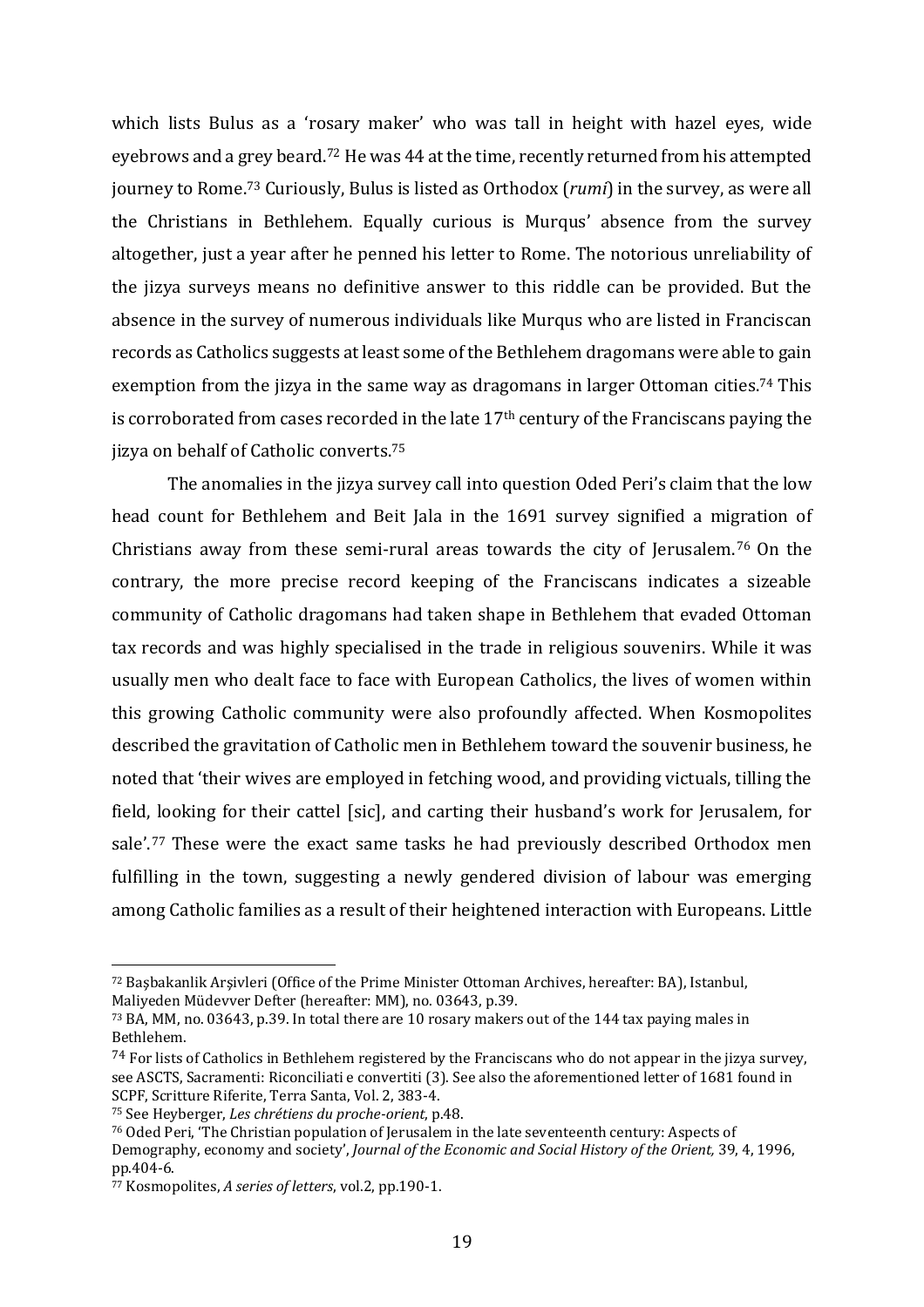which lists Bulus as a 'rosary maker' who was tall in height with hazel eyes, wide eyebrows and a grey beard.[72] He was 44 at the time, recently returned from his attempted journey to Rome.[73] Curiously, Bulus is listed as Orthodox (*rumi*) in the survey, as were all the Christians in Bethlehem. Equally curious is Murqus' absence from the survey altogether, just a year after he penned his letter to Rome. The notorious unreliability of the jizya surveys means no definitive answer to this riddle can be provided. But the absence in the survey of numerous individuals like Murqus who are listed in Franciscan records as Catholics suggests at least some of the Bethlehem dragomans were able to gain exemption from the jizya in the same way as dragomans in larger Ottoman cities.[74] This is corroborated from cases recorded in the late 17th century of the Franciscans paying the jizya on behalf of Catholic converts.[75]

The anomalies in the jizya survey call into question Oded Peri's claim that the low head count for Bethlehem and Beit Jala in the 1691 survey signified a migration of Christians away from these semi-rural areas towards the city of Jerusalem.[76] On the contrary, the more precise record keeping of the Franciscans indicates a sizeable community of Catholic dragomans had taken shape in Bethlehem that evaded Ottoman tax records and was highly specialised in the trade in religious souvenirs. While it was usually men who dealt face to face with European Catholics, the lives of women within this growing Catholic community were also profoundly affected. When Kosmopolites described the gravitation of Catholic men in Bethlehem toward the souvenir business, he noted that 'their wives are employed in fetching wood, and providing victuals, tilling the field, looking for their cattel [sic], and carting their husband's work for Jerusalem, for sale'.[77] These were the exact same tasks he had previously described Orthodox men fulfilling in the town, suggesting a newly gendered division of labour was emerging among Catholic families as a result of their heightened interaction with Europeans. Little

---

[72] Başbakanlik Arşivleri (Office of the Prime Minister Ottoman Archives, hereafter: BA), Istanbul, Maliyeden Müdevver Defter (hereafter: MM), no. 03643, p.39.

[73] BA, MM, no. 03643, p.39. In total there are 10 rosary makers out of the 144 tax paying males in Bethlehem.

[74] For lists of Catholics in Bethlehem registered by the Franciscans who do not appear in the jizya survey, see ASCTS, Sacramenti: Riconciliati e convertiti (3). See also the aforementioned letter of 1681 found in SCPF, Scritture Riferite, Terra Santa, Vol. 2, 383-4.

[75] See Heyberger, *Les chrétiens du proche-orient*, p.48.

[76] Oded Peri, 'The Christian population of Jerusalem in the late seventeenth century: Aspects of Demography, economy and society', *Journal of the Economic and Social History of the Orient,* 39, 4, 1996, pp.404-6.

[77] Kosmopolites, *A series of letters*, vol.2, pp.190-1.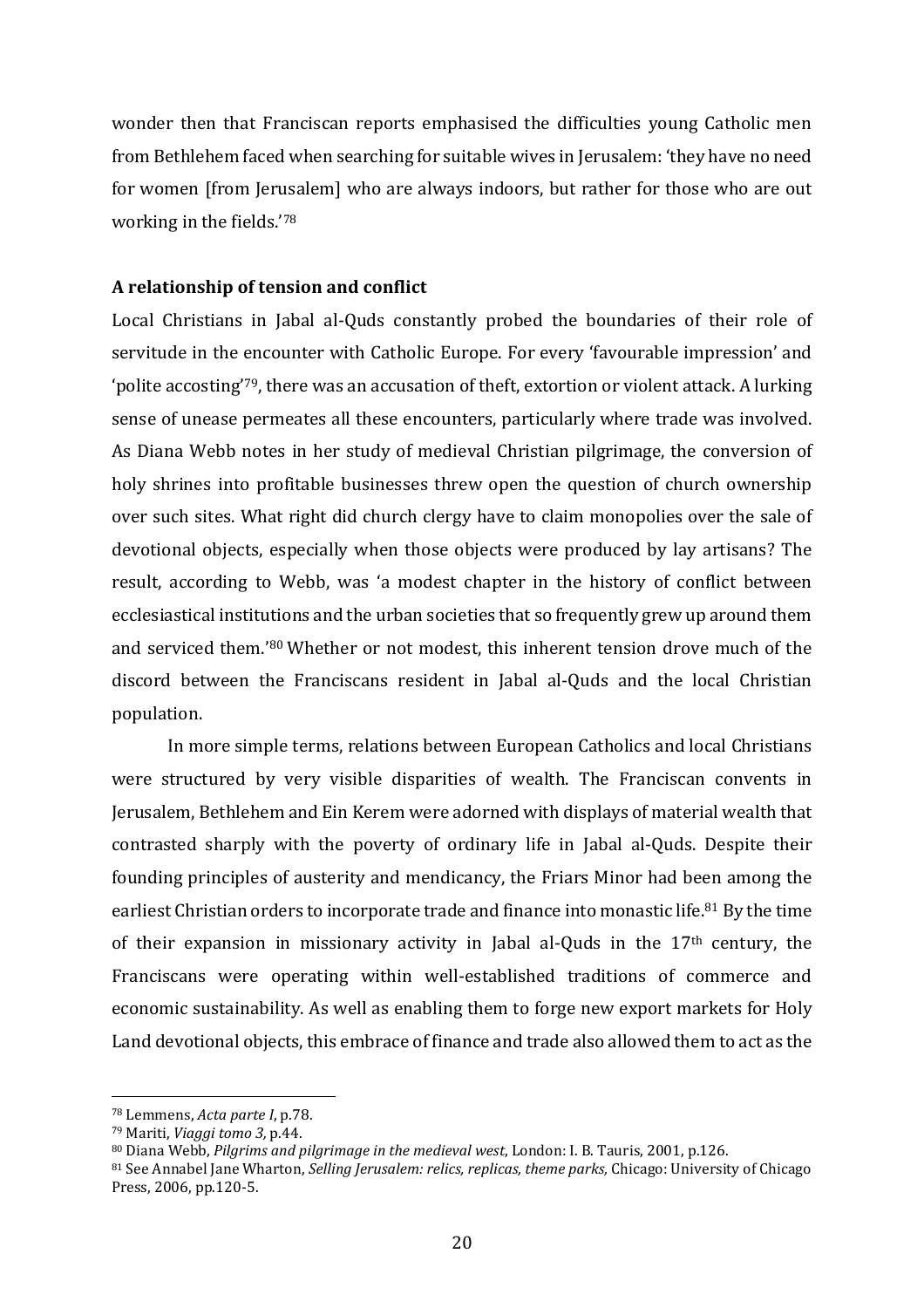wonder then that Franciscan reports emphasised the difficulties young Catholic men from Bethlehem faced when searching for suitable wives in Jerusalem: 'they have no need for women [from Jerusalem] who are always indoors, but rather for those who are out working in the fields.'[78]

**A relationship of tension and conflict**

Local Christians in Jabal al-Quds constantly probed the boundaries of their role of servitude in the encounter with Catholic Europe. For every 'favourable impression' and 'polite accosting'[79], there was an accusation of theft, extortion or violent attack. A lurking sense of unease permeates all these encounters, particularly where trade was involved. As Diana Webb notes in her study of medieval Christian pilgrimage, the conversion of holy shrines into profitable businesses threw open the question of church ownership over such sites. What right did church clergy have to claim monopolies over the sale of devotional objects, especially when those objects were produced by lay artisans? The result, according to Webb, was 'a modest chapter in the history of conflict between ecclesiastical institutions and the urban societies that so frequently grew up around them and serviced them.'[80] Whether or not modest, this inherent tension drove much of the discord between the Franciscans resident in Jabal al-Quds and the local Christian population.

In more simple terms, relations between European Catholics and local Christians were structured by very visible disparities of wealth. The Franciscan convents in Jerusalem, Bethlehem and Ein Kerem were adorned with displays of material wealth that contrasted sharply with the poverty of ordinary life in Jabal al-Quds. Despite their founding principles of austerity and mendicancy, the Friars Minor had been among the earliest Christian orders to incorporate trade and finance into monastic life.[81] By the time of their expansion in missionary activity in Jabal al-Quds in the 17th century, the Franciscans were operating within well-established traditions of commerce and economic sustainability. As well as enabling them to forge new export markets for Holy Land devotional objects, this embrace of finance and trade also allowed them to act as the

---

[78] Lemmens, *Acta parte I*, p.78.

[79] Mariti, *Viaggi tomo 3,* p.44.

[80] Diana Webb, *Pilgrims and pilgrimage in the medieval west*, London: I. B. Tauris, 2001, p.126.

[81] See Annabel Jane Wharton, *Selling Jerusalem: relics, replicas, theme parks,* Chicago: University of Chicago Press, 2006, pp.120-5.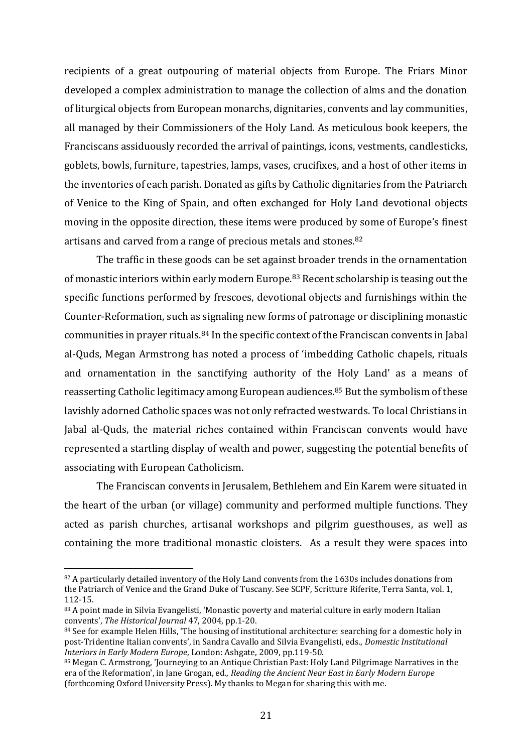recipients of a great outpouring of material objects from Europe. The Friars Minor developed a complex administration to manage the collection of alms and the donation of liturgical objects from European monarchs, dignitaries, convents and lay communities, all managed by their Commissioners of the Holy Land. As meticulous book keepers, the Franciscans assiduously recorded the arrival of paintings, icons, vestments, candlesticks, goblets, bowls, furniture, tapestries, lamps, vases, crucifixes, and a host of other items in the inventories of each parish. Donated as gifts by Catholic dignitaries from the Patriarch of Venice to the King of Spain, and often exchanged for Holy Land devotional objects moving in the opposite direction, these items were produced by some of Europe's finest artisans and carved from a range of precious metals and stones.[82]

The traffic in these goods can be set against broader trends in the ornamentation of monastic interiors within early modern Europe.[83] Recent scholarship is teasing out the specific functions performed by frescoes, devotional objects and furnishings within the Counter-Reformation, such as signaling new forms of patronage or disciplining monastic communities in prayer rituals.[84] In the specific context of the Franciscan convents in Jabal al-Quds, Megan Armstrong has noted a process of 'imbedding Catholic chapels, rituals and ornamentation in the sanctifying authority of the Holy Land' as a means of reasserting Catholic legitimacy among European audiences.[85] But the symbolism of these lavishly adorned Catholic spaces was not only refracted westwards. To local Christians in Jabal al-Quds, the material riches contained within Franciscan convents would have represented a startling display of wealth and power, suggesting the potential benefits of associating with European Catholicism.

The Franciscan convents in Jerusalem, Bethlehem and Ein Karem were situated in the heart of the urban (or village) community and performed multiple functions. They acted as parish churches, artisanal workshops and pilgrim guesthouses, as well as containing the more traditional monastic cloisters. As a result they were spaces into

---

[82] A particularly detailed inventory of the Holy Land convents from the 1630s includes donations from the Patriarch of Venice and the Grand Duke of Tuscany. See SCPF, Scritture Riferite, Terra Santa, vol. 1, 112-15.

[83] A point made in Silvia Evangelisti, 'Monastic poverty and material culture in early modern Italian convents', *The Historical Journal* 47, 2004, pp.1-20.

[84] See for example Helen Hills, 'The housing of institutional architecture: searching for a domestic holy in post-Tridentine Italian convents', in Sandra Cavallo and Silvia Evangelisti, eds., *Domestic Institutional Interiors in Early Modern Europe*, London: Ashgate, 2009, pp.119-50.

[85] Megan C. Armstrong, 'Journeying to an Antique Christian Past: Holy Land Pilgrimage Narratives in the era of the Reformation', in Jane Grogan, ed., *Reading the Ancient Near East in Early Modern Europe* (forthcoming Oxford University Press). My thanks to Megan for sharing this with me.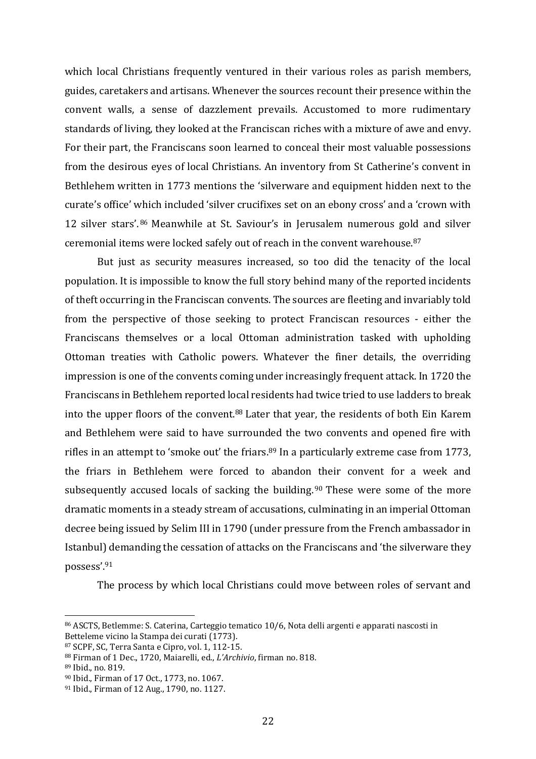which local Christians frequently ventured in their various roles as parish members, guides, caretakers and artisans. Whenever the sources recount their presence within the convent walls, a sense of dazzlement prevails. Accustomed to more rudimentary standards of living, they looked at the Franciscan riches with a mixture of awe and envy. For their part, the Franciscans soon learned to conceal their most valuable possessions from the desirous eyes of local Christians. An inventory from St Catherine's convent in Bethlehem written in 1773 mentions the 'silverware and equipment hidden next to the curate's office' which included 'silver crucifixes set on an ebony cross' and a 'crown with 12 silver stars'.[86] Meanwhile at St. Saviour's in Jerusalem numerous gold and silver ceremonial items were locked safely out of reach in the convent warehouse.[87]

But just as security measures increased, so too did the tenacity of the local population. It is impossible to know the full story behind many of the reported incidents of theft occurring in the Franciscan convents. The sources are fleeting and invariably told from the perspective of those seeking to protect Franciscan resources - either the Franciscans themselves or a local Ottoman administration tasked with upholding Ottoman treaties with Catholic powers. Whatever the finer details, the overriding impression is one of the convents coming under increasingly frequent attack. In 1720 the Franciscans in Bethlehem reported local residents had twice tried to use ladders to break into the upper floors of the convent.[88] Later that year, the residents of both Ein Karem and Bethlehem were said to have surrounded the two convents and opened fire with rifles in an attempt to 'smoke out' the friars.[89] In a particularly extreme case from 1773, the friars in Bethlehem were forced to abandon their convent for a week and subsequently accused locals of sacking the building.[90] These were some of the more dramatic moments in a steady stream of accusations, culminating in an imperial Ottoman decree being issued by Selim III in 1790 (under pressure from the French ambassador in Istanbul) demanding the cessation of attacks on the Franciscans and 'the silverware they possess'.[91]

The process by which local Christians could move between roles of servant and

---

[86] ASCTS, Betlemme: S. Caterina, Carteggio tematico 10/6, Nota delli argenti e apparati nascosti in Betteleme vicino la Stampa dei curati (1773).

[87] SCPF, SC, Terra Santa e Cipro, vol. 1, 112-15.

[88] Firman of 1 Dec., 1720, Maiarelli, ed., *L'Archivio*, firman no. 818.

[89] Ibid., no. 819.

[90] Ibid., Firman of 17 Oct., 1773, no. 1067.

[91] Ibid., Firman of 12 Aug., 1790, no. 1127.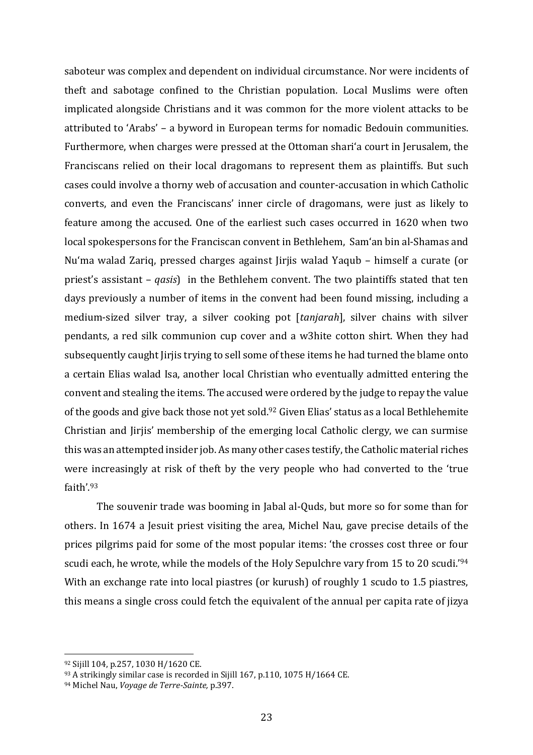saboteur was complex and dependent on individual circumstance. Nor were incidents of theft and sabotage confined to the Christian population. Local Muslims were often implicated alongside Christians and it was common for the more violent attacks to be attributed to 'Arabs' – a byword in European terms for nomadic Bedouin communities. Furthermore, when charges were pressed at the Ottoman shari'a court in Jerusalem, the Franciscans relied on their local dragomans to represent them as plaintiffs. But such cases could involve a thorny web of accusation and counter-accusation in which Catholic converts, and even the Franciscans' inner circle of dragomans, were just as likely to feature among the accused. One of the earliest such cases occurred in 1620 when two local spokespersons for the Franciscan convent in Bethlehem, Sam'an bin al-Shamas and Nu'ma walad Zariq, pressed charges against Jirjis walad Yaqub – himself a curate (or priest's assistant – *qasis*) in the Bethlehem convent. The two plaintiffs stated that ten days previously a number of items in the convent had been found missing, including a medium-sized silver tray, a silver cooking pot [*tanjarah*], silver chains with silver pendants, a red silk communion cup cover and a w3hite cotton shirt. When they had subsequently caught Jirjis trying to sell some of these items he had turned the blame onto a certain Elias walad Isa, another local Christian who eventually admitted entering the convent and stealing the items. The accused were ordered by the judge to repay the value of the goods and give back those not yet sold.[92] Given Elias' status as a local Bethlehemite Christian and Jirjis' membership of the emerging local Catholic clergy, we can surmise this was an attempted insider job. As many other cases testify, the Catholic material riches were increasingly at risk of theft by the very people who had converted to the 'true faith'.[93]

The souvenir trade was booming in Jabal al-Quds, but more so for some than for others. In 1674 a Jesuit priest visiting the area, Michel Nau, gave precise details of the prices pilgrims paid for some of the most popular items: 'the crosses cost three or four scudi each, he wrote, while the models of the Holy Sepulchre vary from 15 to 20 scudi.'[94] With an exchange rate into local piastres (or kurush) of roughly 1 scudo to 1.5 piastres, this means a single cross could fetch the equivalent of the annual per capita rate of jizya

---

[92] Sijill 104, p.257, 1030 H/1620 CE.

[93] A strikingly similar case is recorded in Sijill 167, p.110, 1075 H/1664 CE.

[94] Michel Nau, *Voyage de Terre-Sainte,* p.397.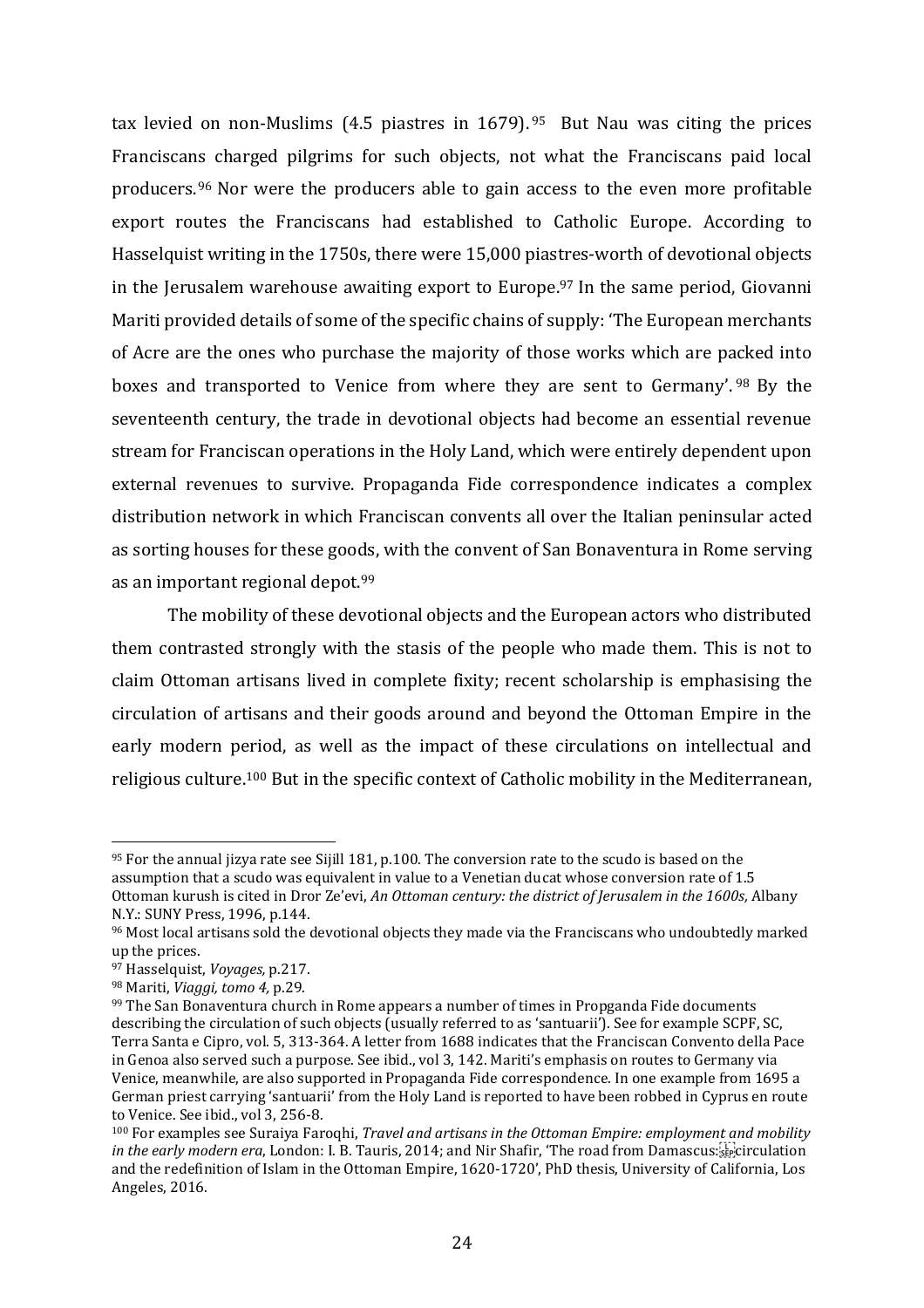tax levied on non-Muslims (4.5 piastres in 1679).[95] But Nau was citing the prices Franciscans charged pilgrims for such objects, not what the Franciscans paid local producers.[96] Nor were the producers able to gain access to the even more profitable export routes the Franciscans had established to Catholic Europe. According to Hasselquist writing in the 1750s, there were 15,000 piastres-worth of devotional objects in the Jerusalem warehouse awaiting export to Europe.[97] In the same period, Giovanni Mariti provided details of some of the specific chains of supply: 'The European merchants of Acre are the ones who purchase the majority of those works which are packed into boxes and transported to Venice from where they are sent to Germany'.[98] By the seventeenth century, the trade in devotional objects had become an essential revenue stream for Franciscan operations in the Holy Land, which were entirely dependent upon external revenues to survive. Propaganda Fide correspondence indicates a complex distribution network in which Franciscan convents all over the Italian peninsular acted as sorting houses for these goods, with the convent of San Bonaventura in Rome serving as an important regional depot.[99]

The mobility of these devotional objects and the European actors who distributed them contrasted strongly with the stasis of the people who made them. This is not to claim Ottoman artisans lived in complete fixity; recent scholarship is emphasising the circulation of artisans and their goods around and beyond the Ottoman Empire in the early modern period, as well as the impact of these circulations on intellectual and religious culture.[100] But in the specific context of Catholic mobility in the Mediterranean,

---

[95] For the annual jizya rate see Sijill 181, p.100. The conversion rate to the scudo is based on the assumption that a scudo was equivalent in value to a Venetian ducat whose conversion rate of 1.5 Ottoman kurush is cited in Dror Ze'evi, *An Ottoman century: the district of Jerusalem in the 1600s,* Albany N.Y.: SUNY Press, 1996, p.144.

[96] Most local artisans sold the devotional objects they made via the Franciscans who undoubtedly marked up the prices.

[97] Hasselquist, *Voyages,* p.217.

[98] Mariti, *Viaggi, tomo 4,* p.29.

[99] The San Bonaventura church in Rome appears a number of times in Propganda Fide documents describing the circulation of such objects (usually referred to as 'santuarii'). See for example SCPF, SC, Terra Santa e Cipro, vol. 5, 313-364. A letter from 1688 indicates that the Franciscan Convento della Pace in Genoa also served such a purpose. See ibid., vol 3, 142. Mariti's emphasis on routes to Germany via Venice, meanwhile, are also supported in Propaganda Fide correspondence. In one example from 1695 a German priest carrying 'santuarii' from the Holy Land is reported to have been robbed in Cyprus en route to Venice. See ibid., vol 3, 256-8.

[100] For examples see Suraiya Faroqhi, *Travel and artisans in the Ottoman Empire: employment and mobility in the early modern era*, London: I. B. Tauris, 2014; and Nir Shafir, 'The road from Damascus: circulation and the redefinition of Islam in the Ottoman Empire, 1620-1720', PhD thesis, University of California, Los Angeles, 2016.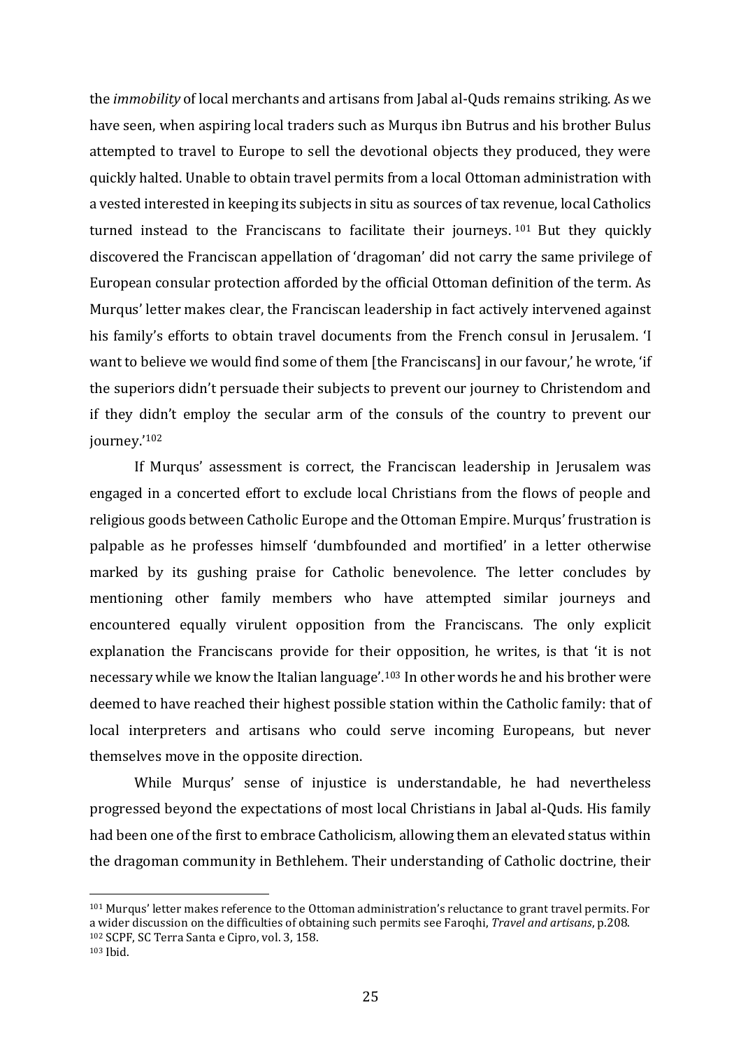the *immobility* of local merchants and artisans from Jabal al-Quds remains striking. As we have seen, when aspiring local traders such as Murqus ibn Butrus and his brother Bulus attempted to travel to Europe to sell the devotional objects they produced, they were quickly halted. Unable to obtain travel permits from a local Ottoman administration with a vested interested in keeping its subjects in situ as sources of tax revenue, local Catholics turned instead to the Franciscans to facilitate their journeys.[101] But they quickly discovered the Franciscan appellation of 'dragoman' did not carry the same privilege of European consular protection afforded by the official Ottoman definition of the term. As Murqus' letter makes clear, the Franciscan leadership in fact actively intervened against his family's efforts to obtain travel documents from the French consul in Jerusalem. 'I want to believe we would find some of them [the Franciscans] in our favour,' he wrote, 'if the superiors didn't persuade their subjects to prevent our journey to Christendom and if they didn't employ the secular arm of the consuls of the country to prevent our journey.'[102]

If Murqus' assessment is correct, the Franciscan leadership in Jerusalem was engaged in a concerted effort to exclude local Christians from the flows of people and religious goods between Catholic Europe and the Ottoman Empire. Murqus' frustration is palpable as he professes himself 'dumbfounded and mortified' in a letter otherwise marked by its gushing praise for Catholic benevolence. The letter concludes by mentioning other family members who have attempted similar journeys and encountered equally virulent opposition from the Franciscans. The only explicit explanation the Franciscans provide for their opposition, he writes, is that 'it is not necessary while we know the Italian language'.[103] In other words he and his brother were deemed to have reached their highest possible station within the Catholic family: that of local interpreters and artisans who could serve incoming Europeans, but never themselves move in the opposite direction.

While Murqus' sense of injustice is understandable, he had nevertheless progressed beyond the expectations of most local Christians in Jabal al-Quds. His family had been one of the first to embrace Catholicism, allowing them an elevated status within the dragoman community in Bethlehem. Their understanding of Catholic doctrine, their

---

[101] Murqus' letter makes reference to the Ottoman administration's reluctance to grant travel permits. For a wider discussion on the difficulties of obtaining such permits see Faroqhi, *Travel and artisans*, p.208.

[102] SCPF, SC Terra Santa e Cipro, vol. 3, 158.

[103] Ibid.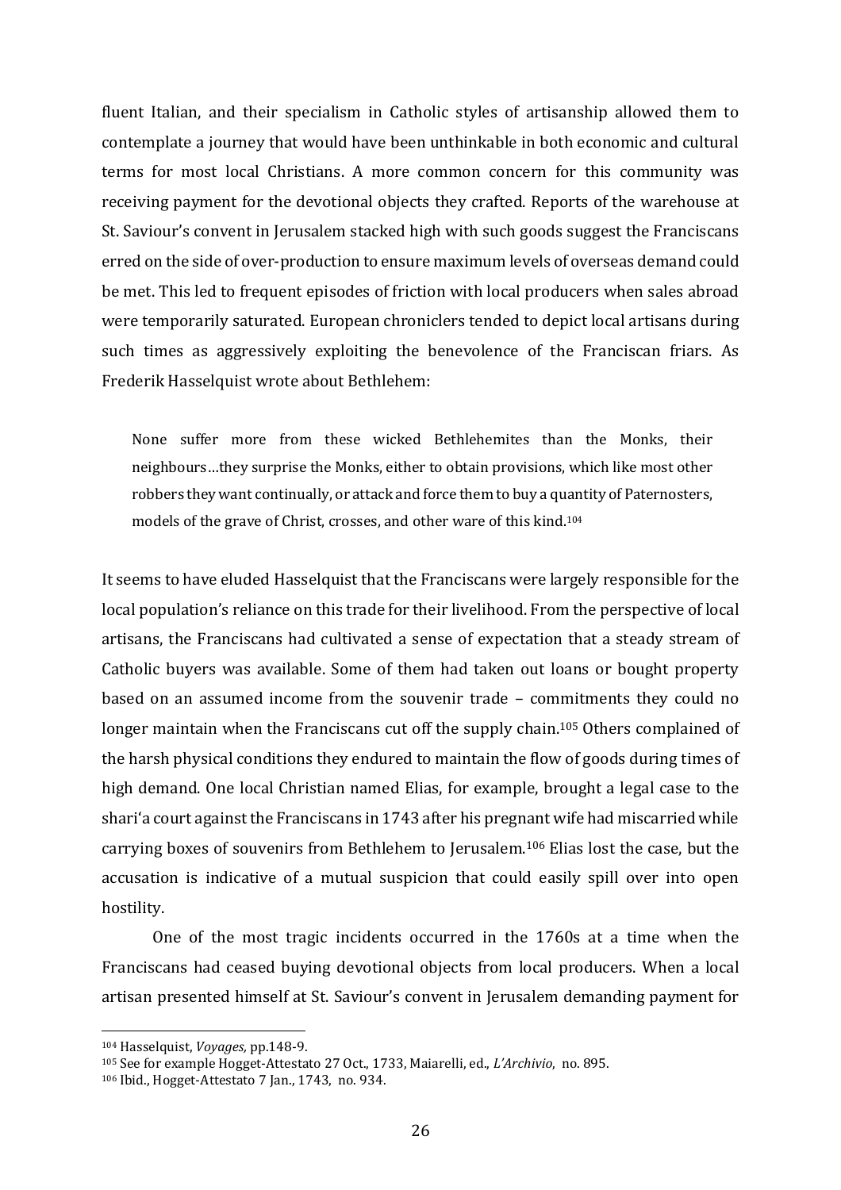fluent Italian, and their specialism in Catholic styles of artisanship allowed them to contemplate a journey that would have been unthinkable in both economic and cultural terms for most local Christians. A more common concern for this community was receiving payment for the devotional objects they crafted. Reports of the warehouse at St. Saviour's convent in Jerusalem stacked high with such goods suggest the Franciscans erred on the side of over-production to ensure maximum levels of overseas demand could be met. This led to frequent episodes of friction with local producers when sales abroad were temporarily saturated. European chroniclers tended to depict local artisans during such times as aggressively exploiting the benevolence of the Franciscan friars. As Frederik Hasselquist wrote about Bethlehem:

> None suffer more from these wicked Bethlehemites than the Monks, their neighbours…they surprise the Monks, either to obtain provisions, which like most other robbers they want continually, or attack and force them to buy a quantity of Paternosters, models of the grave of Christ, crosses, and other ware of this kind.[104]

It seems to have eluded Hasselquist that the Franciscans were largely responsible for the local population's reliance on this trade for their livelihood. From the perspective of local artisans, the Franciscans had cultivated a sense of expectation that a steady stream of Catholic buyers was available. Some of them had taken out loans or bought property based on an assumed income from the souvenir trade – commitments they could no longer maintain when the Franciscans cut off the supply chain.[105] Others complained of the harsh physical conditions they endured to maintain the flow of goods during times of high demand. One local Christian named Elias, for example, brought a legal case to the shari'a court against the Franciscans in 1743 after his pregnant wife had miscarried while carrying boxes of souvenirs from Bethlehem to Jerusalem.[106] Elias lost the case, but the accusation is indicative of a mutual suspicion that could easily spill over into open hostility.

One of the most tragic incidents occurred in the 1760s at a time when the Franciscans had ceased buying devotional objects from local producers. When a local artisan presented himself at St. Saviour's convent in Jerusalem demanding payment for

---

[104] Hasselquist, *Voyages*, pp.148-9.

[105] See for example Hogget-Attestato 27 Oct., 1733, Maiarelli, ed., *L'Archivio*, no. 895.

[106] Ibid., Hogget-Attestato 7 Jan., 1743, no. 934.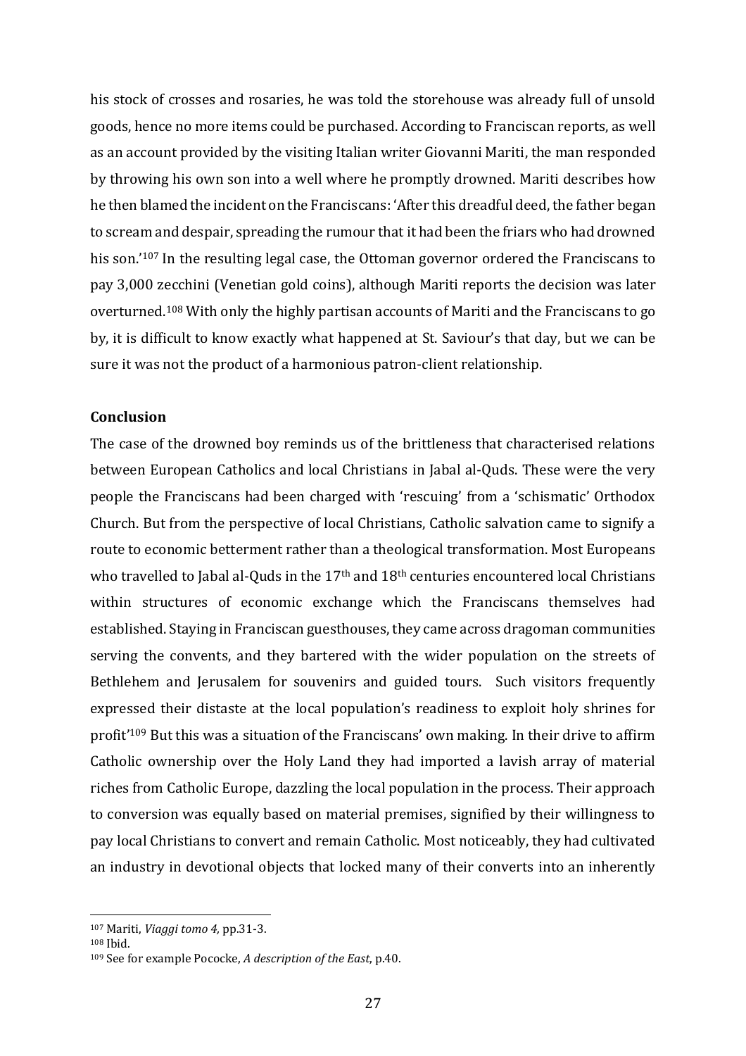his stock of crosses and rosaries, he was told the storehouse was already full of unsold goods, hence no more items could be purchased. According to Franciscan reports, as well as an account provided by the visiting Italian writer Giovanni Mariti, the man responded by throwing his own son into a well where he promptly drowned. Mariti describes how he then blamed the incident on the Franciscans: 'After this dreadful deed, the father began to scream and despair, spreading the rumour that it had been the friars who had drowned his son.'[107] In the resulting legal case, the Ottoman governor ordered the Franciscans to pay 3,000 zecchini (Venetian gold coins), although Mariti reports the decision was later overturned.[108] With only the highly partisan accounts of Mariti and the Franciscans to go by, it is difficult to know exactly what happened at St. Saviour's that day, but we can be sure it was not the product of a harmonious patron-client relationship.

**Conclusion**

The case of the drowned boy reminds us of the brittleness that characterised relations between European Catholics and local Christians in Jabal al-Quds. These were the very people the Franciscans had been charged with 'rescuing' from a 'schismatic' Orthodox Church. But from the perspective of local Christians, Catholic salvation came to signify a route to economic betterment rather than a theological transformation. Most Europeans who travelled to Jabal al-Quds in the 17th and 18th centuries encountered local Christians within structures of economic exchange which the Franciscans themselves had established. Staying in Franciscan guesthouses, they came across dragoman communities serving the convents, and they bartered with the wider population on the streets of Bethlehem and Jerusalem for souvenirs and guided tours. Such visitors frequently expressed their distaste at the local population's readiness to exploit holy shrines for profit'[109] But this was a situation of the Franciscans' own making. In their drive to affirm Catholic ownership over the Holy Land they had imported a lavish array of material riches from Catholic Europe, dazzling the local population in the process. Their approach to conversion was equally based on material premises, signified by their willingness to pay local Christians to convert and remain Catholic. Most noticeably, they had cultivated an industry in devotional objects that locked many of their converts into an inherently

---

[107] Mariti, *Viaggi tomo 4,* pp.31-3.

[108] Ibid.

[109] See for example Pococke, *A description of the East*, p.40.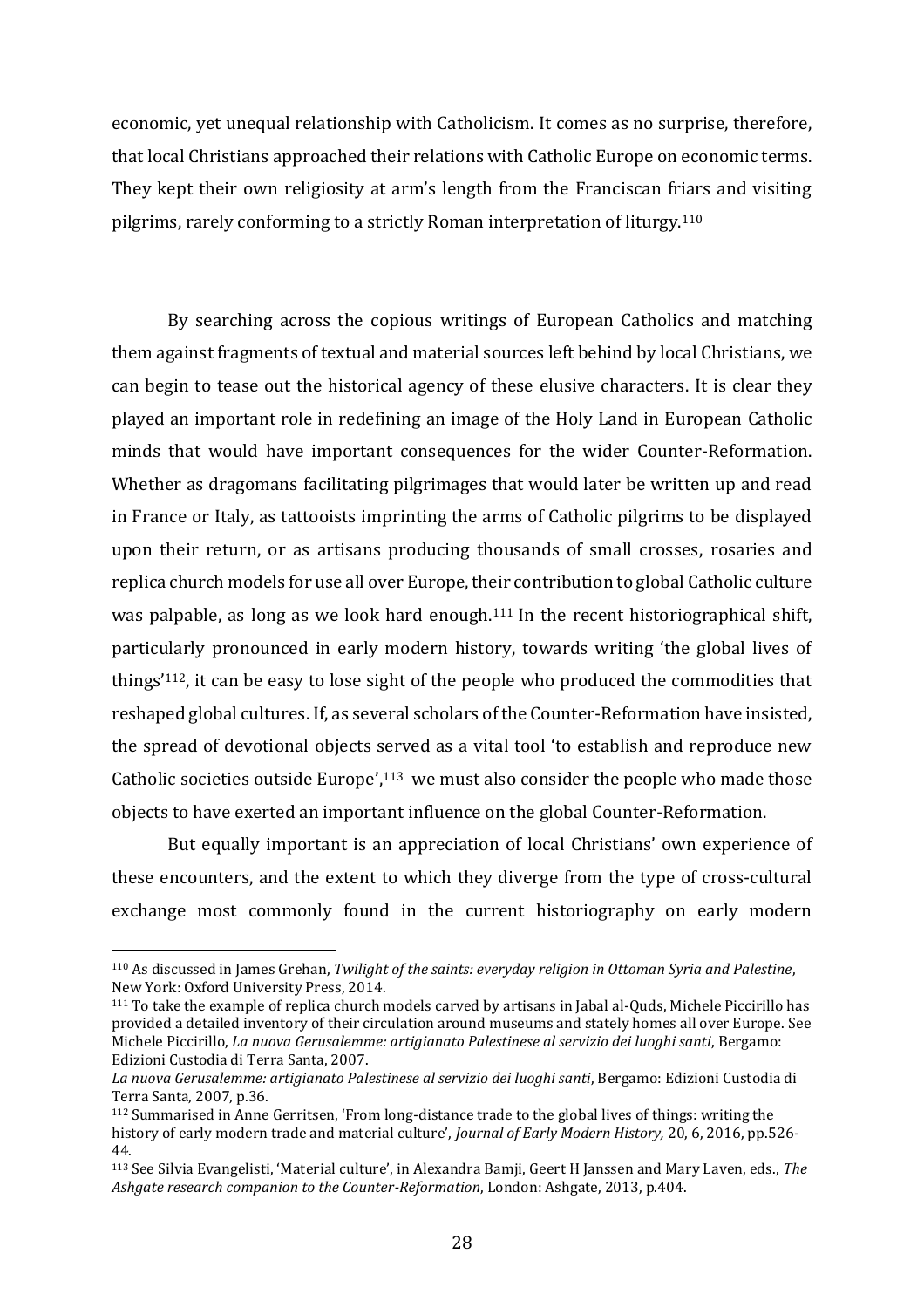economic, yet unequal relationship with Catholicism. It comes as no surprise, therefore, that local Christians approached their relations with Catholic Europe on economic terms. They kept their own religiosity at arm's length from the Franciscan friars and visiting pilgrims, rarely conforming to a strictly Roman interpretation of liturgy.[110]

By searching across the copious writings of European Catholics and matching them against fragments of textual and material sources left behind by local Christians, we can begin to tease out the historical agency of these elusive characters. It is clear they played an important role in redefining an image of the Holy Land in European Catholic minds that would have important consequences for the wider Counter-Reformation. Whether as dragomans facilitating pilgrimages that would later be written up and read in France or Italy, as tattooists imprinting the arms of Catholic pilgrims to be displayed upon their return, or as artisans producing thousands of small crosses, rosaries and replica church models for use all over Europe, their contribution to global Catholic culture was palpable, as long as we look hard enough.[111] In the recent historiographical shift, particularly pronounced in early modern history, towards writing 'the global lives of things'[112], it can be easy to lose sight of the people who produced the commodities that reshaped global cultures. If, as several scholars of the Counter-Reformation have insisted, the spread of devotional objects served as a vital tool 'to establish and reproduce new Catholic societies outside Europe',[113] we must also consider the people who made those objects to have exerted an important influence on the global Counter-Reformation.

But equally important is an appreciation of local Christians' own experience of these encounters, and the extent to which they diverge from the type of cross-cultural exchange most commonly found in the current historiography on early modern

---

[110] As discussed in James Grehan, *Twilight of the saints: everyday religion in Ottoman Syria and Palestine*, New York: Oxford University Press, 2014.

[111] To take the example of replica church models carved by artisans in Jabal al-Quds, Michele Piccirillo has provided a detailed inventory of their circulation around museums and stately homes all over Europe. See Michele Piccirillo, *La nuova Gerusalemme: artigianato Palestinese al servizio dei luoghi santi*, Bergamo: Edizioni Custodia di Terra Santa, 2007.
*La nuova Gerusalemme: artigianato Palestinese al servizio dei luoghi santi*, Bergamo: Edizioni Custodia di Terra Santa, 2007, p.36.

[112] Summarised in Anne Gerritsen, 'From long-distance trade to the global lives of things: writing the history of early modern trade and material culture', *Journal of Early Modern History,* 20, 6, 2016, pp.526-44.

[113] See Silvia Evangelisti, 'Material culture', in Alexandra Bamji, Geert H Janssen and Mary Laven, eds., *The Ashgate research companion to the Counter-Reformation*, London: Ashgate, 2013, p.404.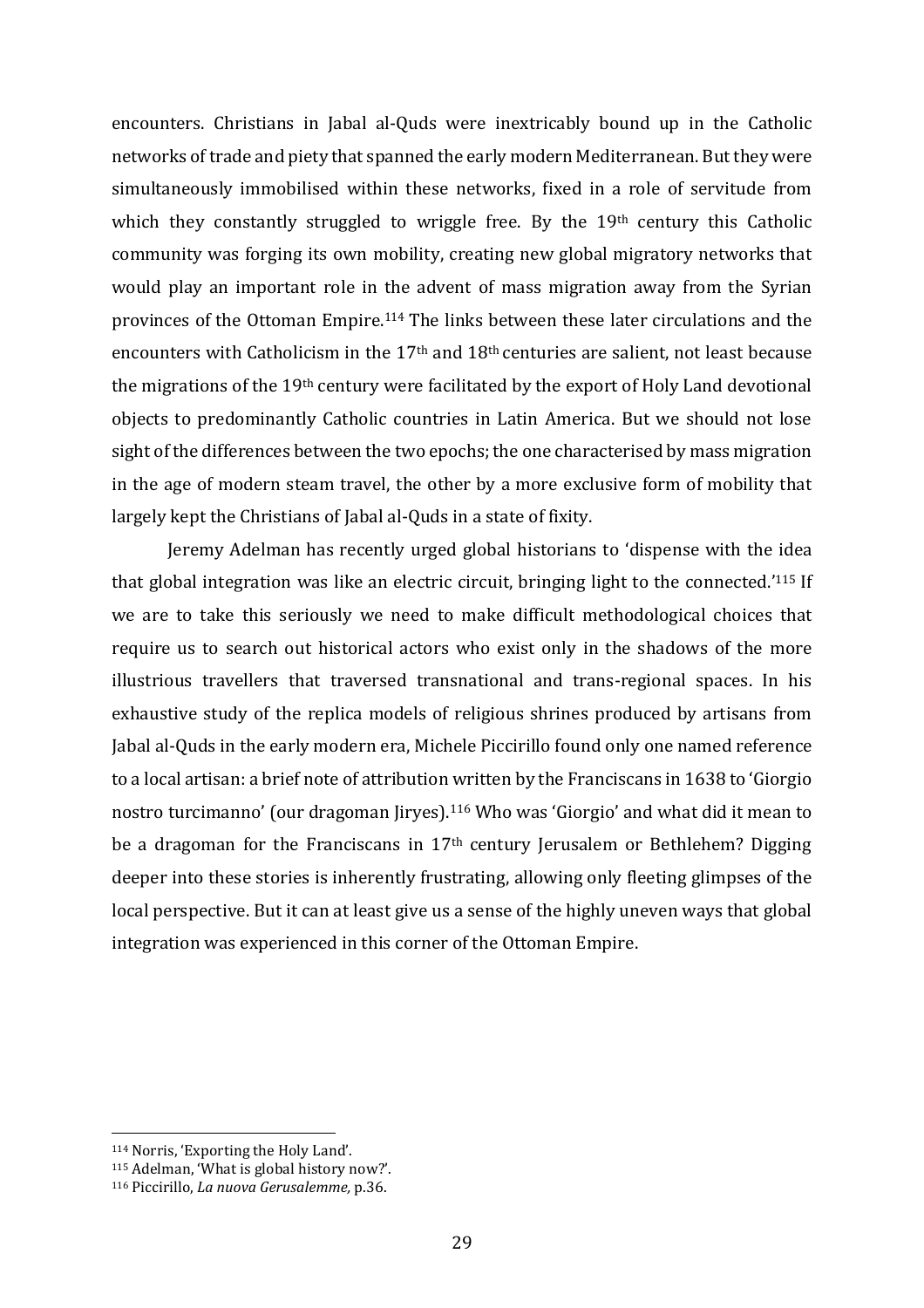encounters. Christians in Jabal al-Quds were inextricably bound up in the Catholic networks of trade and piety that spanned the early modern Mediterranean. But they were simultaneously immobilised within these networks, fixed in a role of servitude from which they constantly struggled to wriggle free. By the 19th century this Catholic community was forging its own mobility, creating new global migratory networks that would play an important role in the advent of mass migration away from the Syrian provinces of the Ottoman Empire.[114] The links between these later circulations and the encounters with Catholicism in the 17th and 18th centuries are salient, not least because the migrations of the 19th century were facilitated by the export of Holy Land devotional objects to predominantly Catholic countries in Latin America. But we should not lose sight of the differences between the two epochs; the one characterised by mass migration in the age of modern steam travel, the other by a more exclusive form of mobility that largely kept the Christians of Jabal al-Quds in a state of fixity.

Jeremy Adelman has recently urged global historians to 'dispense with the idea that global integration was like an electric circuit, bringing light to the connected.'[115] If we are to take this seriously we need to make difficult methodological choices that require us to search out historical actors who exist only in the shadows of the more illustrious travellers that traversed transnational and trans-regional spaces. In his exhaustive study of the replica models of religious shrines produced by artisans from Jabal al-Quds in the early modern era, Michele Piccirillo found only one named reference to a local artisan: a brief note of attribution written by the Franciscans in 1638 to 'Giorgio nostro turcimanno' (our dragoman Jiryes).[116] Who was 'Giorgio' and what did it mean to be a dragoman for the Franciscans in 17th century Jerusalem or Bethlehem? Digging deeper into these stories is inherently frustrating, allowing only fleeting glimpses of the local perspective. But it can at least give us a sense of the highly uneven ways that global integration was experienced in this corner of the Ottoman Empire.

---

[114] Norris, 'Exporting the Holy Land'.

[115] Adelman, 'What is global history now?'.

[116] Piccirillo, *La nuova Gerusalemme,* p.36.